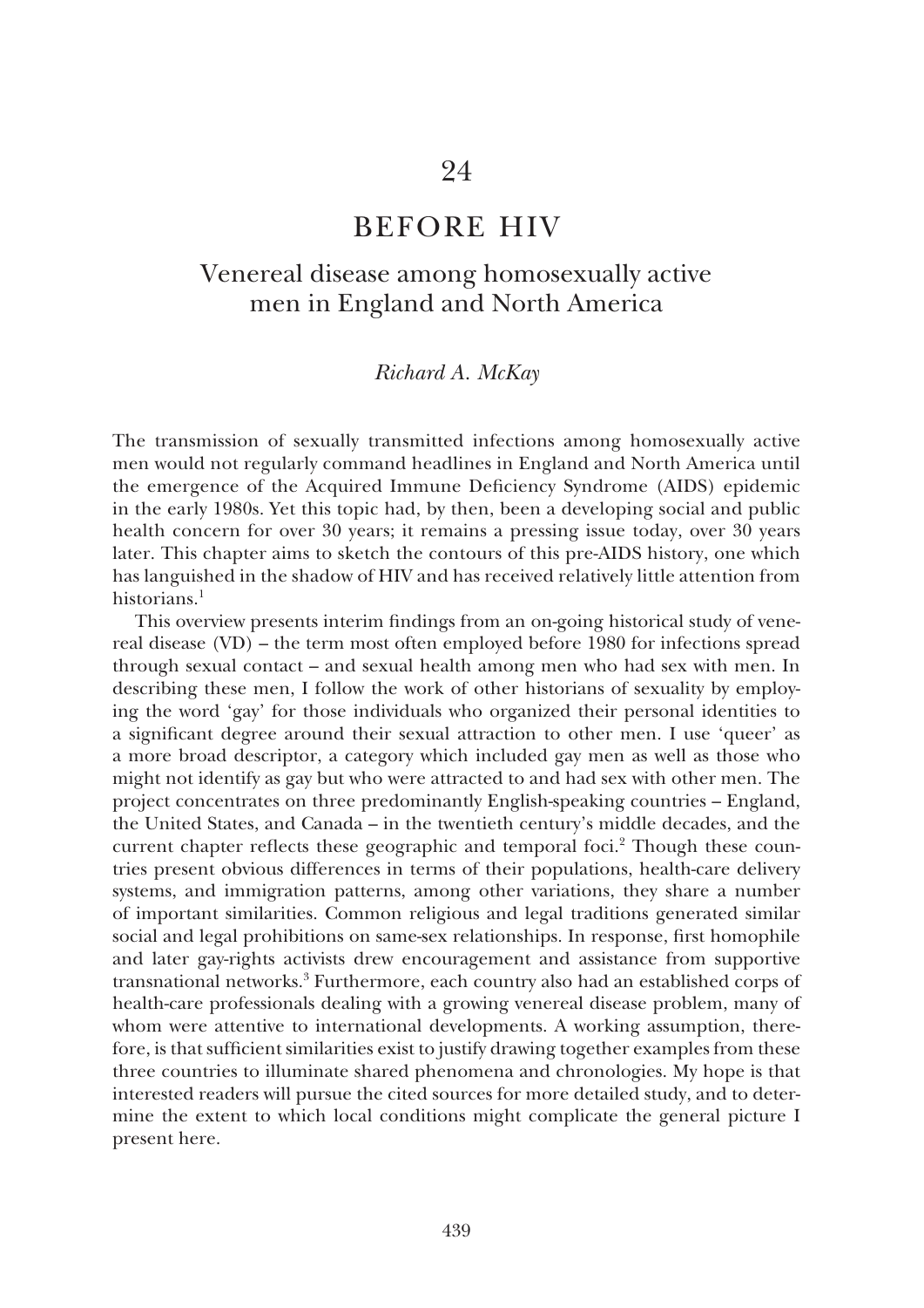# 24

# BEFORE HIV

## Venereal disease among homosexually active men in England and North America

*Richard A. McKay*

The transmission of sexually transmitted infections among homosexually active men would not regularly command headlines in England and North America until the emergence of the Acquired Immune Deficiency Syndrome (AIDS) epidemic in the early 1980s. Yet this topic had, by then, been a developing social and public health concern for over 30 years; it remains a pressing issue today, over 30 years later. This chapter aims to sketch the contours of this pre-AIDS history, one which has languished in the shadow of HIV and has received relatively little attention from historians.[1]

This overview presents interim findings from an on-going historical study of venereal disease (VD) – the term most often employed before 1980 for infections spread through sexual contact – and sexual health among men who had sex with men. In describing these men, I follow the work of other historians of sexuality by employing the word 'gay' for those individuals who organized their personal identities to a significant degree around their sexual attraction to other men. I use 'queer' as a more broad descriptor, a category which included gay men as well as those who might not identify as gay but who were attracted to and had sex with other men. The project concentrates on three predominantly English-speaking countries – England, the United States, and Canada – in the twentieth century's middle decades, and the current chapter reflects these geographic and temporal foci.[2] Though these countries present obvious differences in terms of their populations, health-care delivery systems, and immigration patterns, among other variations, they share a number of important similarities. Common religious and legal traditions generated similar social and legal prohibitions on same-sex relationships. In response, first homophile and later gay-rights activists drew encouragement and assistance from supportive transnational networks.[3] Furthermore, each country also had an established corps of health-care professionals dealing with a growing venereal disease problem, many of whom were attentive to international developments. A working assumption, therefore, is that sufficient similarities exist to justify drawing together examples from these three countries to illuminate shared phenomena and chronologies. My hope is that interested readers will pursue the cited sources for more detailed study, and to determine the extent to which local conditions might complicate the general picture I present here.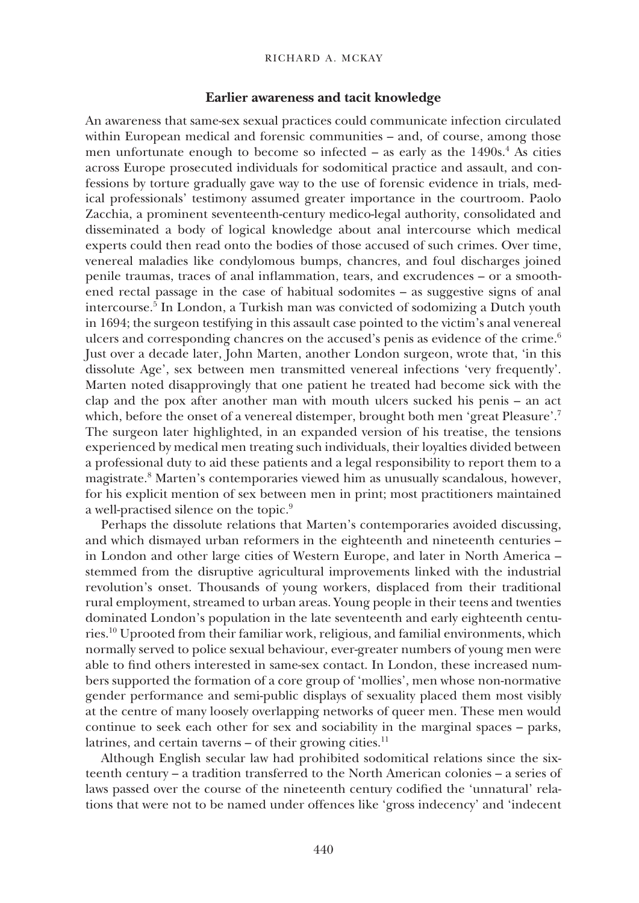## Earlier awareness and tacit knowledge

An awareness that same-sex sexual practices could communicate infection circulated within European medical and forensic communities – and, of course, among those men unfortunate enough to become so infected – as early as the 1490s.[4] As cities across Europe prosecuted individuals for sodomitical practice and assault, and confessions by torture gradually gave way to the use of forensic evidence in trials, medical professionals' testimony assumed greater importance in the courtroom. Paolo Zacchia, a prominent seventeenth-century medico-legal authority, consolidated and disseminated a body of logical knowledge about anal intercourse which medical experts could then read onto the bodies of those accused of such crimes. Over time, venereal maladies like condylomous bumps, chancres, and foul discharges joined penile traumas, traces of anal inflammation, tears, and excrudences – or a smoothened rectal passage in the case of habitual sodomites – as suggestive signs of anal intercourse.[5] In London, a Turkish man was convicted of sodomizing a Dutch youth in 1694; the surgeon testifying in this assault case pointed to the victim's anal venereal ulcers and corresponding chancres on the accused's penis as evidence of the crime.[6] Just over a decade later, John Marten, another London surgeon, wrote that, 'in this dissolute Age', sex between men transmitted venereal infections 'very frequently'. Marten noted disapprovingly that one patient he treated had become sick with the clap and the pox after another man with mouth ulcers sucked his penis – an act which, before the onset of a venereal distemper, brought both men 'great Pleasure'.[7] The surgeon later highlighted, in an expanded version of his treatise, the tensions experienced by medical men treating such individuals, their loyalties divided between a professional duty to aid these patients and a legal responsibility to report them to a magistrate.[8] Marten's contemporaries viewed him as unusually scandalous, however, for his explicit mention of sex between men in print; most practitioners maintained a well-practised silence on the topic.[9]

Perhaps the dissolute relations that Marten's contemporaries avoided discussing, and which dismayed urban reformers in the eighteenth and nineteenth centuries – in London and other large cities of Western Europe, and later in North America – stemmed from the disruptive agricultural improvements linked with the industrial revolution's onset. Thousands of young workers, displaced from their traditional rural employment, streamed to urban areas. Young people in their teens and twenties dominated London's population in the late seventeenth and early eighteenth centuries.[10] Uprooted from their familiar work, religious, and familial environments, which normally served to police sexual behaviour, ever-greater numbers of young men were able to find others interested in same-sex contact. In London, these increased numbers supported the formation of a core group of 'mollies', men whose non-normative gender performance and semi-public displays of sexuality placed them most visibly at the centre of many loosely overlapping networks of queer men. These men would continue to seek each other for sex and sociability in the marginal spaces – parks, latrines, and certain taverns – of their growing cities.[11]

Although English secular law had prohibited sodomitical relations since the sixteenth century – a tradition transferred to the North American colonies – a series of laws passed over the course of the nineteenth century codified the 'unnatural' relations that were not to be named under offences like 'gross indecency' and 'indecent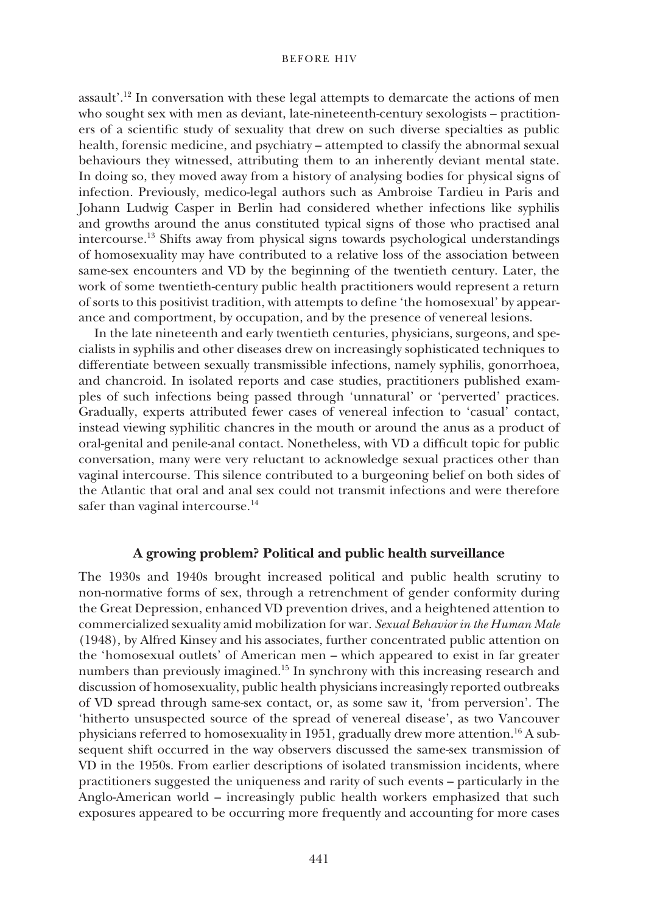assault'.[12] In conversation with these legal attempts to demarcate the actions of men who sought sex with men as deviant, late-nineteenth-century sexologists – practitioners of a scientific study of sexuality that drew on such diverse specialties as public health, forensic medicine, and psychiatry – attempted to classify the abnormal sexual behaviours they witnessed, attributing them to an inherently deviant mental state. In doing so, they moved away from a history of analysing bodies for physical signs of infection. Previously, medico-legal authors such as Ambroise Tardieu in Paris and Johann Ludwig Casper in Berlin had considered whether infections like syphilis and growths around the anus constituted typical signs of those who practised anal intercourse.[13] Shifts away from physical signs towards psychological understandings of homosexuality may have contributed to a relative loss of the association between same-sex encounters and VD by the beginning of the twentieth century. Later, the work of some twentieth-century public health practitioners would represent a return of sorts to this positivist tradition, with attempts to define 'the homosexual' by appearance and comportment, by occupation, and by the presence of venereal lesions.

In the late nineteenth and early twentieth centuries, physicians, surgeons, and specialists in syphilis and other diseases drew on increasingly sophisticated techniques to differentiate between sexually transmissible infections, namely syphilis, gonorrhoea, and chancroid. In isolated reports and case studies, practitioners published examples of such infections being passed through 'unnatural' or 'perverted' practices. Gradually, experts attributed fewer cases of venereal infection to 'casual' contact, instead viewing syphilitic chancres in the mouth or around the anus as a product of oral-genital and penile-anal contact. Nonetheless, with VD a difficult topic for public conversation, many were very reluctant to acknowledge sexual practices other than vaginal intercourse. This silence contributed to a burgeoning belief on both sides of the Atlantic that oral and anal sex could not transmit infections and were therefore safer than vaginal intercourse.[14]

## A growing problem? Political and public health surveillance

The 1930s and 1940s brought increased political and public health scrutiny to non-normative forms of sex, through a retrenchment of gender conformity during the Great Depression, enhanced VD prevention drives, and a heightened attention to commercialized sexuality amid mobilization for war. *Sexual Behavior in the Human Male* (1948), by Alfred Kinsey and his associates, further concentrated public attention on the 'homosexual outlets' of American men – which appeared to exist in far greater numbers than previously imagined.[15] In synchrony with this increasing research and discussion of homosexuality, public health physicians increasingly reported outbreaks of VD spread through same-sex contact, or, as some saw it, 'from perversion'. The 'hitherto unsuspected source of the spread of venereal disease', as two Vancouver physicians referred to homosexuality in 1951, gradually drew more attention.[16] A subsequent shift occurred in the way observers discussed the same-sex transmission of VD in the 1950s. From earlier descriptions of isolated transmission incidents, where practitioners suggested the uniqueness and rarity of such events – particularly in the Anglo-American world – increasingly public health workers emphasized that such exposures appeared to be occurring more frequently and accounting for more cases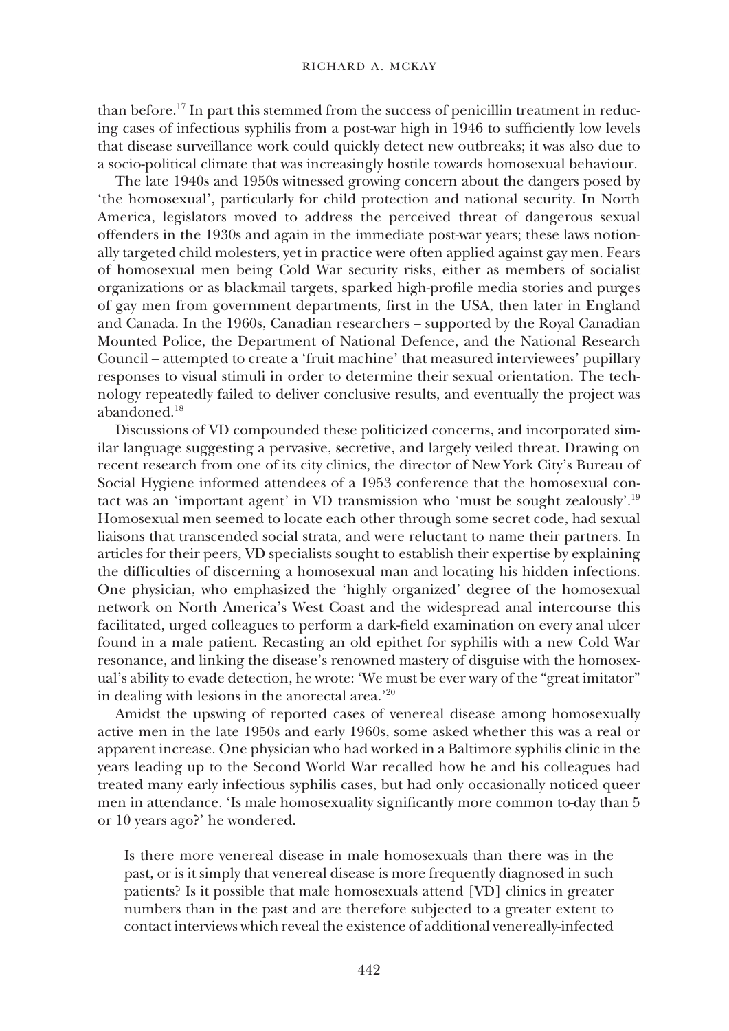than before.[17] In part this stemmed from the success of penicillin treatment in reducing cases of infectious syphilis from a post-war high in 1946 to sufficiently low levels that disease surveillance work could quickly detect new outbreaks; it was also due to a socio-political climate that was increasingly hostile towards homosexual behaviour.

The late 1940s and 1950s witnessed growing concern about the dangers posed by 'the homosexual', particularly for child protection and national security. In North America, legislators moved to address the perceived threat of dangerous sexual offenders in the 1930s and again in the immediate post-war years; these laws notionally targeted child molesters, yet in practice were often applied against gay men. Fears of homosexual men being Cold War security risks, either as members of socialist organizations or as blackmail targets, sparked high-profile media stories and purges of gay men from government departments, first in the USA, then later in England and Canada. In the 1960s, Canadian researchers – supported by the Royal Canadian Mounted Police, the Department of National Defence, and the National Research Council – attempted to create a 'fruit machine' that measured interviewees' pupillary responses to visual stimuli in order to determine their sexual orientation. The technology repeatedly failed to deliver conclusive results, and eventually the project was abandoned.[18]

Discussions of VD compounded these politicized concerns, and incorporated similar language suggesting a pervasive, secretive, and largely veiled threat. Drawing on recent research from one of its city clinics, the director of New York City's Bureau of Social Hygiene informed attendees of a 1953 conference that the homosexual contact was an 'important agent' in VD transmission who 'must be sought zealously'.[19] Homosexual men seemed to locate each other through some secret code, had sexual liaisons that transcended social strata, and were reluctant to name their partners. In articles for their peers, VD specialists sought to establish their expertise by explaining the difficulties of discerning a homosexual man and locating his hidden infections. One physician, who emphasized the 'highly organized' degree of the homosexual network on North America's West Coast and the widespread anal intercourse this facilitated, urged colleagues to perform a dark-field examination on every anal ulcer found in a male patient. Recasting an old epithet for syphilis with a new Cold War resonance, and linking the disease's renowned mastery of disguise with the homosexual's ability to evade detection, he wrote: 'We must be ever wary of the "great imitator" in dealing with lesions in the anorectal area.'[20]

Amidst the upswing of reported cases of venereal disease among homosexually active men in the late 1950s and early 1960s, some asked whether this was a real or apparent increase. One physician who had worked in a Baltimore syphilis clinic in the years leading up to the Second World War recalled how he and his colleagues had treated many early infectious syphilis cases, but had only occasionally noticed queer men in attendance. 'Is male homosexuality significantly more common to-day than 5 or 10 years ago?' he wondered.

> Is there more venereal disease in male homosexuals than there was in the past, or is it simply that venereal disease is more frequently diagnosed in such patients? Is it possible that male homosexuals attend [VD] clinics in greater numbers than in the past and are therefore subjected to a greater extent to contact interviews which reveal the existence of additional venereally-infected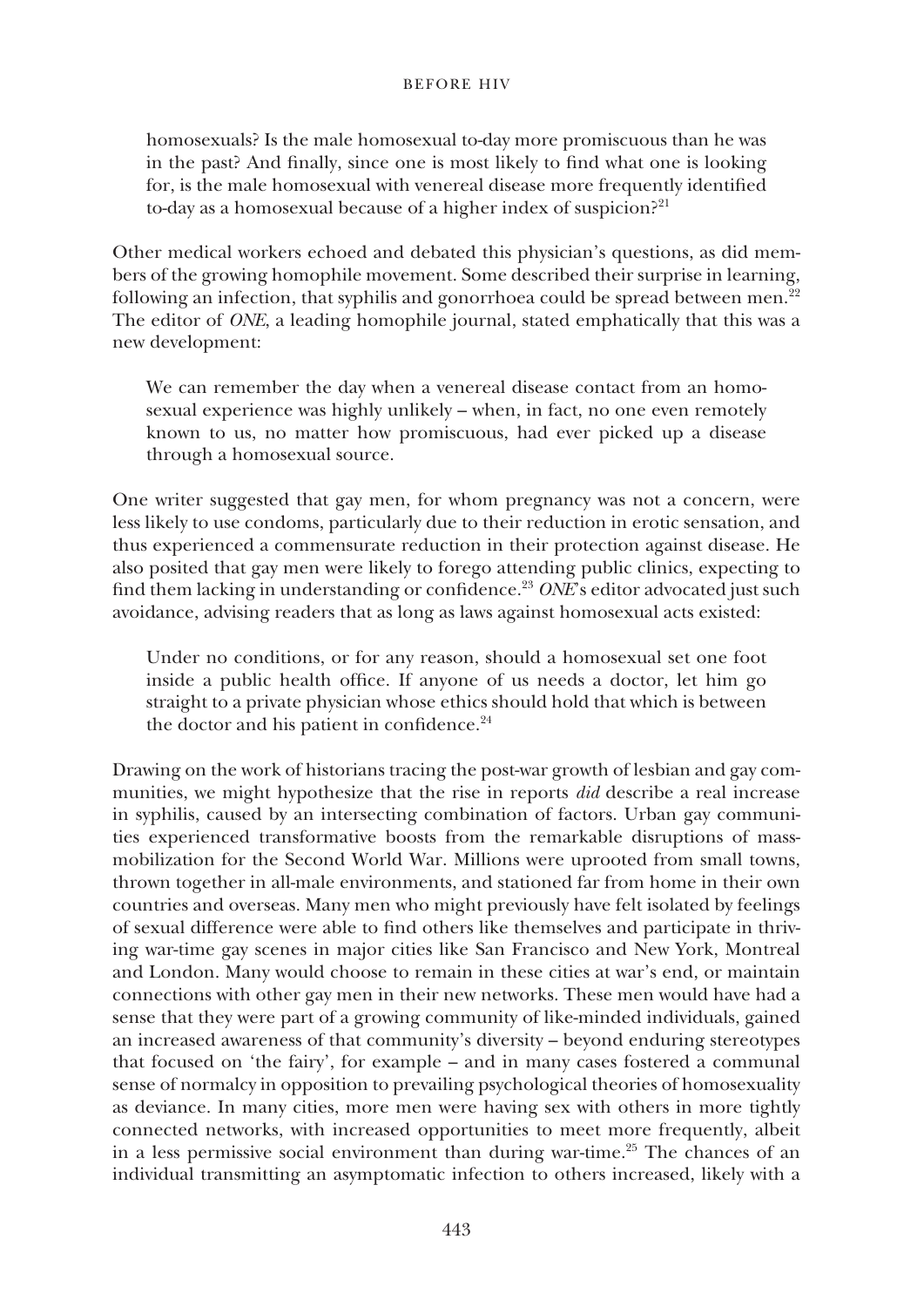homosexuals? Is the male homosexual to-day more promiscuous than he was in the past? And finally, since one is most likely to find what one is looking for, is the male homosexual with venereal disease more frequently identified to-day as a homosexual because of a higher index of suspicion?[21]

Other medical workers echoed and debated this physician's questions, as did members of the growing homophile movement. Some described their surprise in learning, following an infection, that syphilis and gonorrhoea could be spread between men.[22] The editor of *ONE*, a leading homophile journal, stated emphatically that this was a new development:

> We can remember the day when a venereal disease contact from an homosexual experience was highly unlikely – when, in fact, no one even remotely known to us, no matter how promiscuous, had ever picked up a disease through a homosexual source.

One writer suggested that gay men, for whom pregnancy was not a concern, were less likely to use condoms, particularly due to their reduction in erotic sensation, and thus experienced a commensurate reduction in their protection against disease. He also posited that gay men were likely to forego attending public clinics, expecting to find them lacking in understanding or confidence.[23] *ONE*'s editor advocated just such avoidance, advising readers that as long as laws against homosexual acts existed:

> Under no conditions, or for any reason, should a homosexual set one foot inside a public health office. If anyone of us needs a doctor, let him go straight to a private physician whose ethics should hold that which is between the doctor and his patient in confidence.[24]

Drawing on the work of historians tracing the post-war growth of lesbian and gay communities, we might hypothesize that the rise in reports *did* describe a real increase in syphilis, caused by an intersecting combination of factors. Urban gay communities experienced transformative boosts from the remarkable disruptions of mass-mobilization for the Second World War. Millions were uprooted from small towns, thrown together in all-male environments, and stationed far from home in their own countries and overseas. Many men who might previously have felt isolated by feelings of sexual difference were able to find others like themselves and participate in thriving war-time gay scenes in major cities like San Francisco and New York, Montreal and London. Many would choose to remain in these cities at war's end, or maintain connections with other gay men in their new networks. These men would have had a sense that they were part of a growing community of like-minded individuals, gained an increased awareness of that community's diversity – beyond enduring stereotypes that focused on 'the fairy', for example – and in many cases fostered a communal sense of normalcy in opposition to prevailing psychological theories of homosexuality as deviance. In many cities, more men were having sex with others in more tightly connected networks, with increased opportunities to meet more frequently, albeit in a less permissive social environment than during war-time.[25] The chances of an individual transmitting an asymptomatic infection to others increased, likely with a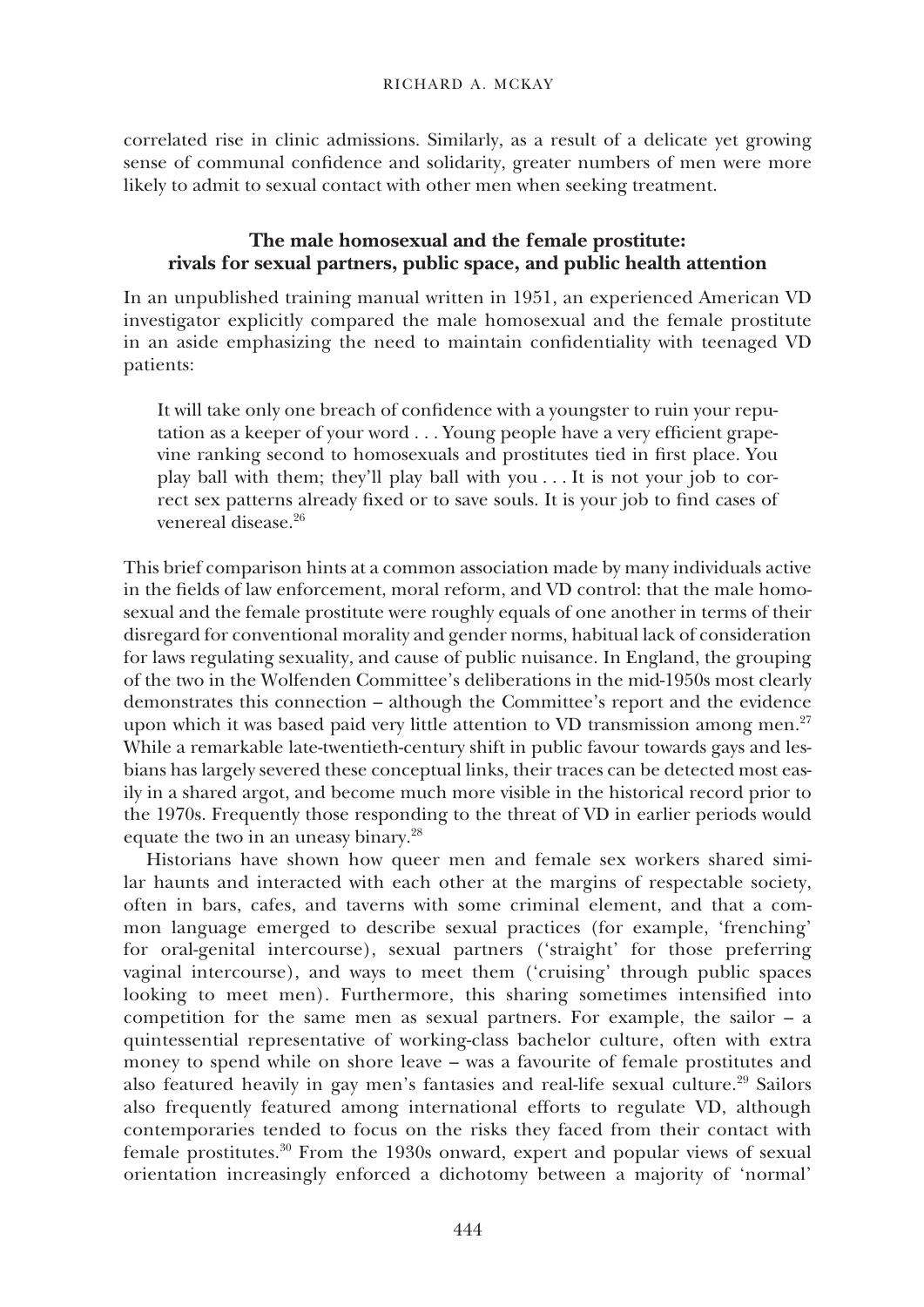correlated rise in clinic admissions. Similarly, as a result of a delicate yet growing sense of communal confidence and solidarity, greater numbers of men were more likely to admit to sexual contact with other men when seeking treatment.

## The male homosexual and the female prostitute: rivals for sexual partners, public space, and public health attention

In an unpublished training manual written in 1951, an experienced American VD investigator explicitly compared the male homosexual and the female prostitute in an aside emphasizing the need to maintain confidentiality with teenaged VD patients:

> It will take only one breach of confidence with a youngster to ruin your reputation as a keeper of your word . . . Young people have a very efficient grapevine ranking second to homosexuals and prostitutes tied in first place. You play ball with them; they'll play ball with you . . . It is not your job to correct sex patterns already fixed or to save souls. It is your job to find cases of venereal disease.[26]

This brief comparison hints at a common association made by many individuals active in the fields of law enforcement, moral reform, and VD control: that the male homosexual and the female prostitute were roughly equals of one another in terms of their disregard for conventional morality and gender norms, habitual lack of consideration for laws regulating sexuality, and cause of public nuisance. In England, the grouping of the two in the Wolfenden Committee's deliberations in the mid-1950s most clearly demonstrates this connection – although the Committee's report and the evidence upon which it was based paid very little attention to VD transmission among men.[27] While a remarkable late-twentieth-century shift in public favour towards gays and lesbians has largely severed these conceptual links, their traces can be detected most easily in a shared argot, and become much more visible in the historical record prior to the 1970s. Frequently those responding to the threat of VD in earlier periods would equate the two in an uneasy binary.[28]

Historians have shown how queer men and female sex workers shared similar haunts and interacted with each other at the margins of respectable society, often in bars, cafes, and taverns with some criminal element, and that a common language emerged to describe sexual practices (for example, 'frenching' for oral-genital intercourse), sexual partners ('straight' for those preferring vaginal intercourse), and ways to meet them ('cruising' through public spaces looking to meet men). Furthermore, this sharing sometimes intensified into competition for the same men as sexual partners. For example, the sailor – a quintessential representative of working-class bachelor culture, often with extra money to spend while on shore leave – was a favourite of female prostitutes and also featured heavily in gay men's fantasies and real-life sexual culture.[29] Sailors also frequently featured among international efforts to regulate VD, although contemporaries tended to focus on the risks they faced from their contact with female prostitutes.[30] From the 1930s onward, expert and popular views of sexual orientation increasingly enforced a dichotomy between a majority of 'normal'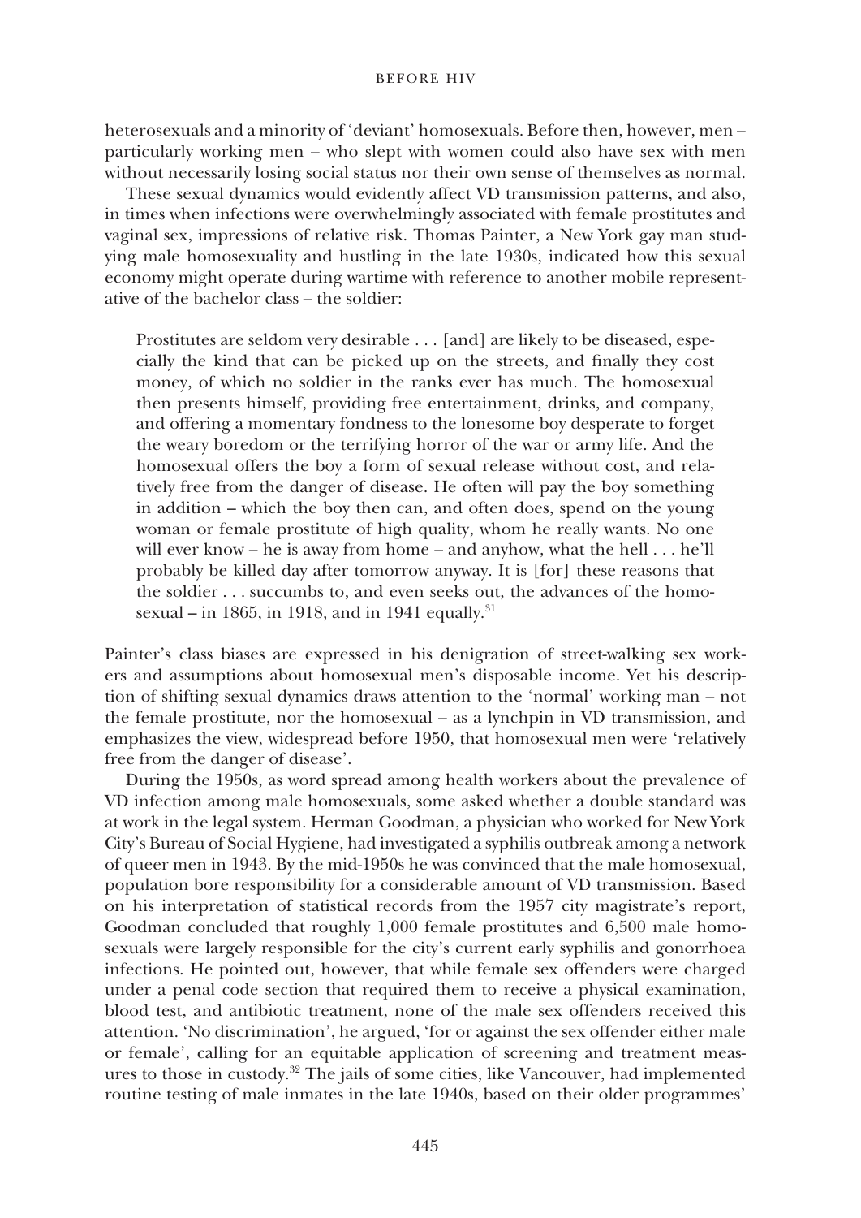heterosexuals and a minority of 'deviant' homosexuals. Before then, however, men – particularly working men – who slept with women could also have sex with men without necessarily losing social status nor their own sense of themselves as normal.

These sexual dynamics would evidently affect VD transmission patterns, and also, in times when infections were overwhelmingly associated with female prostitutes and vaginal sex, impressions of relative risk. Thomas Painter, a New York gay man studying male homosexuality and hustling in the late 1930s, indicated how this sexual economy might operate during wartime with reference to another mobile representative of the bachelor class – the soldier:

> Prostitutes are seldom very desirable . . . [and] are likely to be diseased, especially the kind that can be picked up on the streets, and finally they cost money, of which no soldier in the ranks ever has much. The homosexual then presents himself, providing free entertainment, drinks, and company, and offering a momentary fondness to the lonesome boy desperate to forget the weary boredom or the terrifying horror of the war or army life. And the homosexual offers the boy a form of sexual release without cost, and relatively free from the danger of disease. He often will pay the boy something in addition – which the boy then can, and often does, spend on the young woman or female prostitute of high quality, whom he really wants. No one will ever know – he is away from home – and anyhow, what the hell . . . he'll probably be killed day after tomorrow anyway. It is [for] these reasons that the soldier . . . succumbs to, and even seeks out, the advances of the homosexual – in 1865, in 1918, and in 1941 equally.[31]

Painter's class biases are expressed in his denigration of street-walking sex workers and assumptions about homosexual men's disposable income. Yet his description of shifting sexual dynamics draws attention to the 'normal' working man – not the female prostitute, nor the homosexual – as a lynchpin in VD transmission, and emphasizes the view, widespread before 1950, that homosexual men were 'relatively free from the danger of disease'.

During the 1950s, as word spread among health workers about the prevalence of VD infection among male homosexuals, some asked whether a double standard was at work in the legal system. Herman Goodman, a physician who worked for New York City's Bureau of Social Hygiene, had investigated a syphilis outbreak among a network of queer men in 1943. By the mid-1950s he was convinced that the male homosexual, population bore responsibility for a considerable amount of VD transmission. Based on his interpretation of statistical records from the 1957 city magistrate's report, Goodman concluded that roughly 1,000 female prostitutes and 6,500 male homosexuals were largely responsible for the city's current early syphilis and gonorrhoea infections. He pointed out, however, that while female sex offenders were charged under a penal code section that required them to receive a physical examination, blood test, and antibiotic treatment, none of the male sex offenders received this attention. 'No discrimination', he argued, 'for or against the sex offender either male or female', calling for an equitable application of screening and treatment measures to those in custody.[32] The jails of some cities, like Vancouver, had implemented routine testing of male inmates in the late 1940s, based on their older programmes'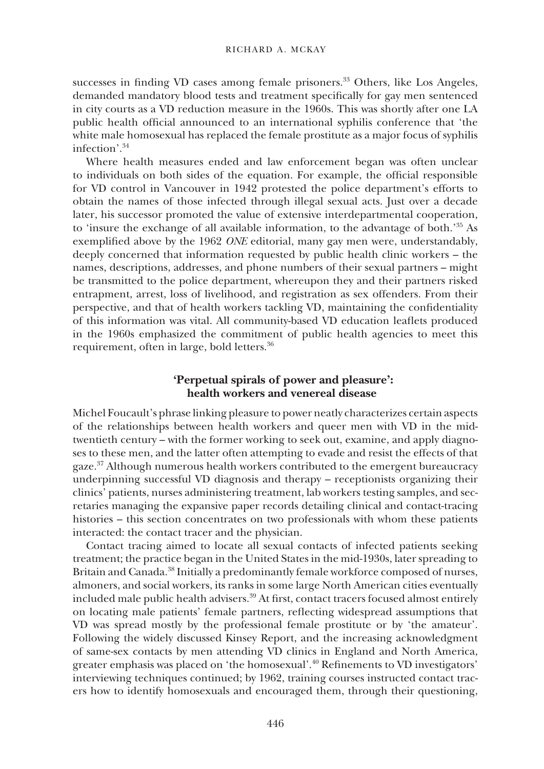successes in finding VD cases among female prisoners.[33] Others, like Los Angeles, demanded mandatory blood tests and treatment specifically for gay men sentenced in city courts as a VD reduction measure in the 1960s. This was shortly after one LA public health official announced to an international syphilis conference that 'the white male homosexual has replaced the female prostitute as a major focus of syphilis infection'.[34]

Where health measures ended and law enforcement began was often unclear to individuals on both sides of the equation. For example, the official responsible for VD control in Vancouver in 1942 protested the police department's efforts to obtain the names of those infected through illegal sexual acts. Just over a decade later, his successor promoted the value of extensive interdepartmental cooperation, to 'insure the exchange of all available information, to the advantage of both.'[35] As exemplified above by the 1962 *ONE* editorial, many gay men were, understandably, deeply concerned that information requested by public health clinic workers – the names, descriptions, addresses, and phone numbers of their sexual partners – might be transmitted to the police department, whereupon they and their partners risked entrapment, arrest, loss of livelihood, and registration as sex offenders. From their perspective, and that of health workers tackling VD, maintaining the confidentiality of this information was vital. All community-based VD education leaflets produced in the 1960s emphasized the commitment of public health agencies to meet this requirement, often in large, bold letters.[36]

## 'Perpetual spirals of power and pleasure': health workers and venereal disease

Michel Foucault's phrase linking pleasure to power neatly characterizes certain aspects of the relationships between health workers and queer men with VD in the mid-twentieth century – with the former working to seek out, examine, and apply diagnoses to these men, and the latter often attempting to evade and resist the effects of that gaze.[37] Although numerous health workers contributed to the emergent bureaucracy underpinning successful VD diagnosis and therapy – receptionists organizing their clinics' patients, nurses administering treatment, lab workers testing samples, and secretaries managing the expansive paper records detailing clinical and contact-tracing histories – this section concentrates on two professionals with whom these patients interacted: the contact tracer and the physician.

Contact tracing aimed to locate all sexual contacts of infected patients seeking treatment; the practice began in the United States in the mid-1930s, later spreading to Britain and Canada.[38] Initially a predominantly female workforce composed of nurses, almoners, and social workers, its ranks in some large North American cities eventually included male public health advisers.[39] At first, contact tracers focused almost entirely on locating male patients' female partners, reflecting widespread assumptions that VD was spread mostly by the professional female prostitute or by 'the amateur'. Following the widely discussed Kinsey Report, and the increasing acknowledgment of same-sex contacts by men attending VD clinics in England and North America, greater emphasis was placed on 'the homosexual'.[40] Refinements to VD investigators' interviewing techniques continued; by 1962, training courses instructed contact tracers how to identify homosexuals and encouraged them, through their questioning,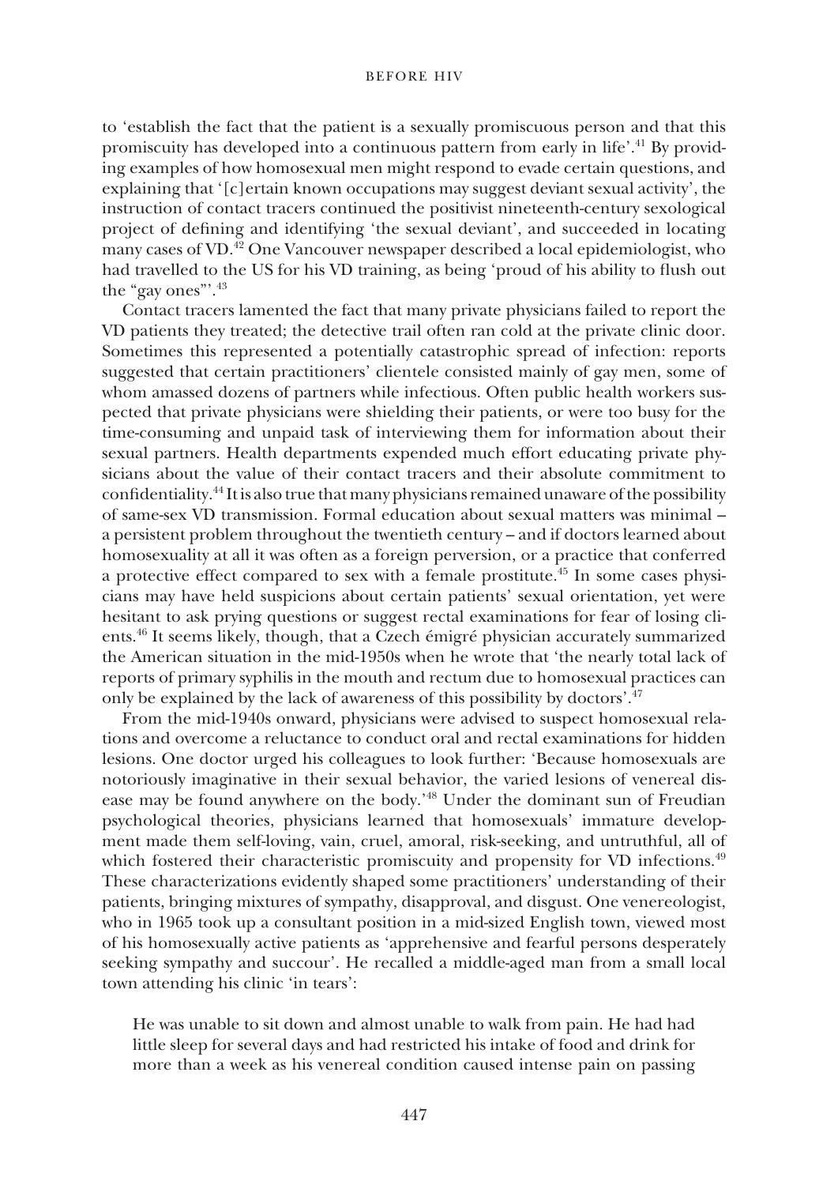to 'establish the fact that the patient is a sexually promiscuous person and that this promiscuity has developed into a continuous pattern from early in life'.[41] By providing examples of how homosexual men might respond to evade certain questions, and explaining that '[c]ertain known occupations may suggest deviant sexual activity', the instruction of contact tracers continued the positivist nineteenth-century sexological project of defining and identifying 'the sexual deviant', and succeeded in locating many cases of VD.[42] One Vancouver newspaper described a local epidemiologist, who had travelled to the US for his VD training, as being 'proud of his ability to flush out the "gay ones"'.[43]

Contact tracers lamented the fact that many private physicians failed to report the VD patients they treated; the detective trail often ran cold at the private clinic door. Sometimes this represented a potentially catastrophic spread of infection: reports suggested that certain practitioners' clientele consisted mainly of gay men, some of whom amassed dozens of partners while infectious. Often public health workers suspected that private physicians were shielding their patients, or were too busy for the time-consuming and unpaid task of interviewing them for information about their sexual partners. Health departments expended much effort educating private physicians about the value of their contact tracers and their absolute commitment to confidentiality.[44] It is also true that many physicians remained unaware of the possibility of same-sex VD transmission. Formal education about sexual matters was minimal – a persistent problem throughout the twentieth century – and if doctors learned about homosexuality at all it was often as a foreign perversion, or a practice that conferred a protective effect compared to sex with a female prostitute.[45] In some cases physicians may have held suspicions about certain patients' sexual orientation, yet were hesitant to ask prying questions or suggest rectal examinations for fear of losing clients.[46] It seems likely, though, that a Czech émigré physician accurately summarized the American situation in the mid-1950s when he wrote that 'the nearly total lack of reports of primary syphilis in the mouth and rectum due to homosexual practices can only be explained by the lack of awareness of this possibility by doctors'.[47]

From the mid-1940s onward, physicians were advised to suspect homosexual relations and overcome a reluctance to conduct oral and rectal examinations for hidden lesions. One doctor urged his colleagues to look further: 'Because homosexuals are notoriously imaginative in their sexual behavior, the varied lesions of venereal disease may be found anywhere on the body.'[48] Under the dominant sun of Freudian psychological theories, physicians learned that homosexuals' immature development made them self-loving, vain, cruel, amoral, risk-seeking, and untruthful, all of which fostered their characteristic promiscuity and propensity for VD infections.[49] These characterizations evidently shaped some practitioners' understanding of their patients, bringing mixtures of sympathy, disapproval, and disgust. One venereologist, who in 1965 took up a consultant position in a mid-sized English town, viewed most of his homosexually active patients as 'apprehensive and fearful persons desperately seeking sympathy and succour'. He recalled a middle-aged man from a small local town attending his clinic 'in tears':

> He was unable to sit down and almost unable to walk from pain. He had had little sleep for several days and had restricted his intake of food and drink for more than a week as his venereal condition caused intense pain on passing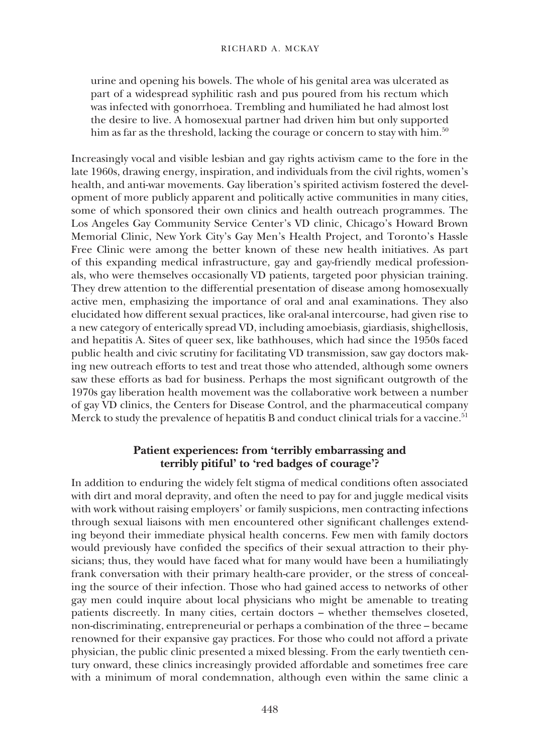urine and opening his bowels. The whole of his genital area was ulcerated as part of a widespread syphilitic rash and pus poured from his rectum which was infected with gonorrhoea. Trembling and humiliated he had almost lost the desire to live. A homosexual partner had driven him but only supported him as far as the threshold, lacking the courage or concern to stay with him.[50]

Increasingly vocal and visible lesbian and gay rights activism came to the fore in the late 1960s, drawing energy, inspiration, and individuals from the civil rights, women's health, and anti-war movements. Gay liberation's spirited activism fostered the development of more publicly apparent and politically active communities in many cities, some of which sponsored their own clinics and health outreach programmes. The Los Angeles Gay Community Service Center's VD clinic, Chicago's Howard Brown Memorial Clinic, New York City's Gay Men's Health Project, and Toronto's Hassle Free Clinic were among the better known of these new health initiatives. As part of this expanding medical infrastructure, gay and gay-friendly medical professionals, who were themselves occasionally VD patients, targeted poor physician training. They drew attention to the differential presentation of disease among homosexually active men, emphasizing the importance of oral and anal examinations. They also elucidated how different sexual practices, like oral-anal intercourse, had given rise to a new category of enterically spread VD, including amoebiasis, giardiasis, shighellosis, and hepatitis A. Sites of queer sex, like bathhouses, which had since the 1950s faced public health and civic scrutiny for facilitating VD transmission, saw gay doctors making new outreach efforts to test and treat those who attended, although some owners saw these efforts as bad for business. Perhaps the most significant outgrowth of the 1970s gay liberation health movement was the collaborative work between a number of gay VD clinics, the Centers for Disease Control, and the pharmaceutical company Merck to study the prevalence of hepatitis B and conduct clinical trials for a vaccine.[51]

## Patient experiences: from 'terribly embarrassing and terribly pitiful' to 'red badges of courage'?

In addition to enduring the widely felt stigma of medical conditions often associated with dirt and moral depravity, and often the need to pay for and juggle medical visits with work without raising employers' or family suspicions, men contracting infections through sexual liaisons with men encountered other significant challenges extending beyond their immediate physical health concerns. Few men with family doctors would previously have confided the specifics of their sexual attraction to their physicians; thus, they would have faced what for many would have been a humiliatingly frank conversation with their primary health-care provider, or the stress of concealing the source of their infection. Those who had gained access to networks of other gay men could inquire about local physicians who might be amenable to treating patients discreetly. In many cities, certain doctors – whether themselves closeted, non-discriminating, entrepreneurial or perhaps a combination of the three – became renowned for their expansive gay practices. For those who could not afford a private physician, the public clinic presented a mixed blessing. From the early twentieth century onward, these clinics increasingly provided affordable and sometimes free care with a minimum of moral condemnation, although even within the same clinic a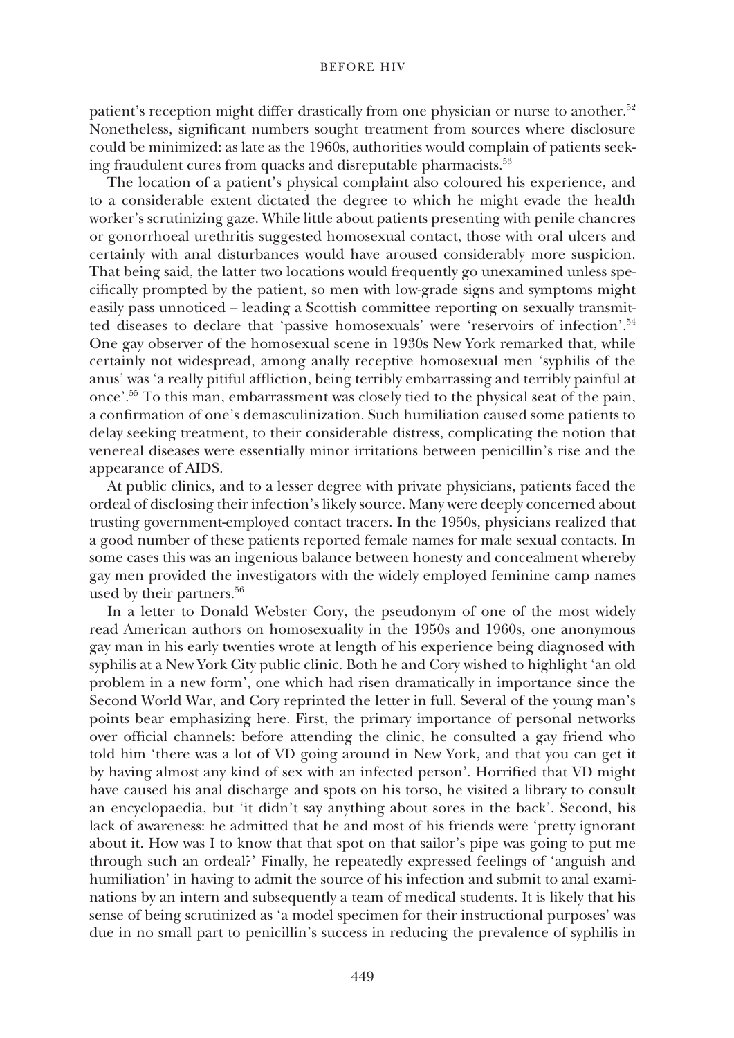patient's reception might differ drastically from one physician or nurse to another.[52] Nonetheless, significant numbers sought treatment from sources where disclosure could be minimized: as late as the 1960s, authorities would complain of patients seeking fraudulent cures from quacks and disreputable pharmacists.[53]

The location of a patient's physical complaint also coloured his experience, and to a considerable extent dictated the degree to which he might evade the health worker's scrutinizing gaze. While little about patients presenting with penile chancres or gonorrhoeal urethritis suggested homosexual contact, those with oral ulcers and certainly with anal disturbances would have aroused considerably more suspicion. That being said, the latter two locations would frequently go unexamined unless specifically prompted by the patient, so men with low-grade signs and symptoms might easily pass unnoticed – leading a Scottish committee reporting on sexually transmitted diseases to declare that 'passive homosexuals' were 'reservoirs of infection'.[54] One gay observer of the homosexual scene in 1930s New York remarked that, while certainly not widespread, among anally receptive homosexual men 'syphilis of the anus' was 'a really pitiful affliction, being terribly embarrassing and terribly painful at once'.[55] To this man, embarrassment was closely tied to the physical seat of the pain, a confirmation of one's demasculinization. Such humiliation caused some patients to delay seeking treatment, to their considerable distress, complicating the notion that venereal diseases were essentially minor irritations between penicillin's rise and the appearance of AIDS.

At public clinics, and to a lesser degree with private physicians, patients faced the ordeal of disclosing their infection's likely source. Many were deeply concerned about trusting government-employed contact tracers. In the 1950s, physicians realized that a good number of these patients reported female names for male sexual contacts. In some cases this was an ingenious balance between honesty and concealment whereby gay men provided the investigators with the widely employed feminine camp names used by their partners.[56]

In a letter to Donald Webster Cory, the pseudonym of one of the most widely read American authors on homosexuality in the 1950s and 1960s, one anonymous gay man in his early twenties wrote at length of his experience being diagnosed with syphilis at a New York City public clinic. Both he and Cory wished to highlight 'an old problem in a new form', one which had risen dramatically in importance since the Second World War, and Cory reprinted the letter in full. Several of the young man's points bear emphasizing here. First, the primary importance of personal networks over official channels: before attending the clinic, he consulted a gay friend who told him 'there was a lot of VD going around in New York, and that you can get it by having almost any kind of sex with an infected person'. Horrified that VD might have caused his anal discharge and spots on his torso, he visited a library to consult an encyclopaedia, but 'it didn't say anything about sores in the back'. Second, his lack of awareness: he admitted that he and most of his friends were 'pretty ignorant about it. How was I to know that that spot on that sailor's pipe was going to put me through such an ordeal?' Finally, he repeatedly expressed feelings of 'anguish and humiliation' in having to admit the source of his infection and submit to anal examinations by an intern and subsequently a team of medical students. It is likely that his sense of being scrutinized as 'a model specimen for their instructional purposes' was due in no small part to penicillin's success in reducing the prevalence of syphilis in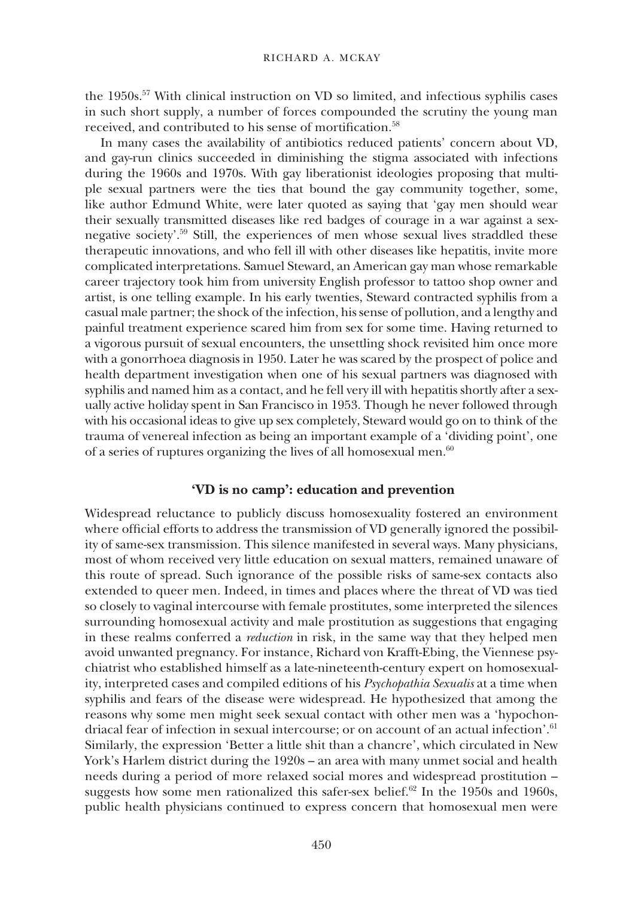the 1950s.[57] With clinical instruction on VD so limited, and infectious syphilis cases in such short supply, a number of forces compounded the scrutiny the young man received, and contributed to his sense of mortification.[58]

In many cases the availability of antibiotics reduced patients' concern about VD, and gay-run clinics succeeded in diminishing the stigma associated with infections during the 1960s and 1970s. With gay liberationist ideologies proposing that multiple sexual partners were the ties that bound the gay community together, some, like author Edmund White, were later quoted as saying that 'gay men should wear their sexually transmitted diseases like red badges of courage in a war against a sex-negative society'.[59] Still, the experiences of men whose sexual lives straddled these therapeutic innovations, and who fell ill with other diseases like hepatitis, invite more complicated interpretations. Samuel Steward, an American gay man whose remarkable career trajectory took him from university English professor to tattoo shop owner and artist, is one telling example. In his early twenties, Steward contracted syphilis from a casual male partner; the shock of the infection, his sense of pollution, and a lengthy and painful treatment experience scared him from sex for some time. Having returned to a vigorous pursuit of sexual encounters, the unsettling shock revisited him once more with a gonorrhoea diagnosis in 1950. Later he was scared by the prospect of police and health department investigation when one of his sexual partners was diagnosed with syphilis and named him as a contact, and he fell very ill with hepatitis shortly after a sexually active holiday spent in San Francisco in 1953. Though he never followed through with his occasional ideas to give up sex completely, Steward would go on to think of the trauma of venereal infection as being an important example of a 'dividing point', one of a series of ruptures organizing the lives of all homosexual men.[60]

## 'VD is no camp': education and prevention

Widespread reluctance to publicly discuss homosexuality fostered an environment where official efforts to address the transmission of VD generally ignored the possibility of same-sex transmission. This silence manifested in several ways. Many physicians, most of whom received very little education on sexual matters, remained unaware of this route of spread. Such ignorance of the possible risks of same-sex contacts also extended to queer men. Indeed, in times and places where the threat of VD was tied so closely to vaginal intercourse with female prostitutes, some interpreted the silences surrounding homosexual activity and male prostitution as suggestions that engaging in these realms conferred a *reduction* in risk, in the same way that they helped men avoid unwanted pregnancy. For instance, Richard von Krafft-Ebing, the Viennese psychiatrist who established himself as a late-nineteenth-century expert on homosexuality, interpreted cases and compiled editions of his *Psychopathia Sexualis* at a time when syphilis and fears of the disease were widespread. He hypothesized that among the reasons why some men might seek sexual contact with other men was a 'hypochondriacal fear of infection in sexual intercourse; or on account of an actual infection'.[61] Similarly, the expression 'Better a little shit than a chancre', which circulated in New York's Harlem district during the 1920s – an area with many unmet social and health needs during a period of more relaxed social mores and widespread prostitution – suggests how some men rationalized this safer-sex belief.[62] In the 1950s and 1960s, public health physicians continued to express concern that homosexual men were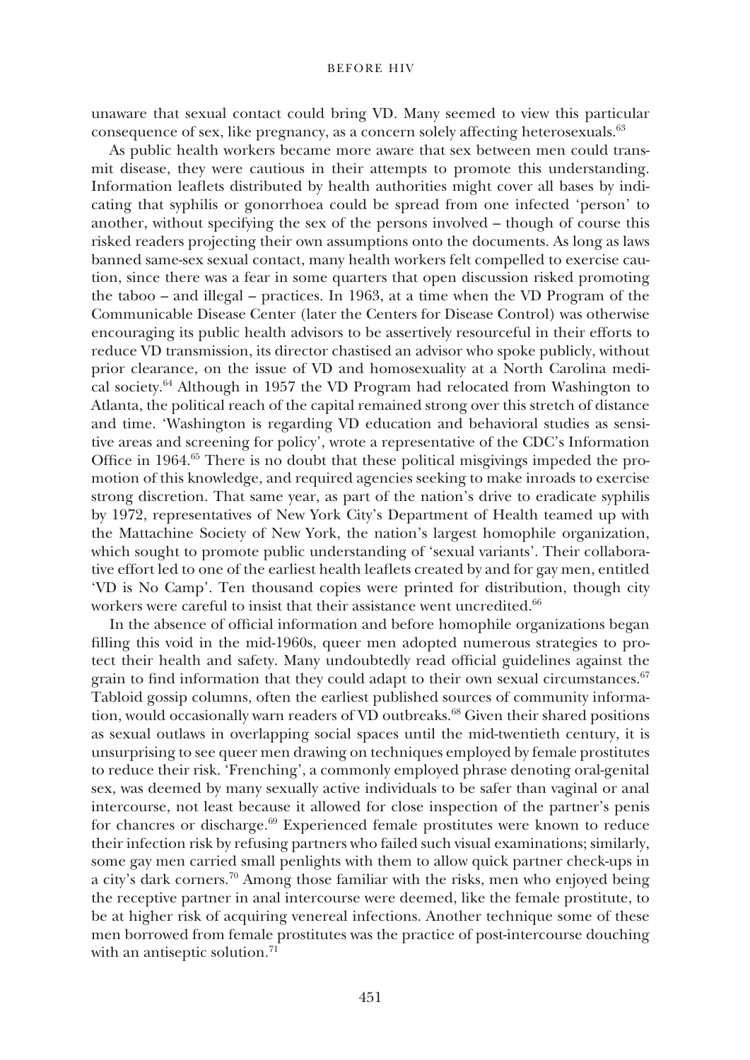unaware that sexual contact could bring VD. Many seemed to view this particular consequence of sex, like pregnancy, as a concern solely affecting heterosexuals.[63]

As public health workers became more aware that sex between men could transmit disease, they were cautious in their attempts to promote this understanding. Information leaflets distributed by health authorities might cover all bases by indicating that syphilis or gonorrhoea could be spread from one infected 'person' to another, without specifying the sex of the persons involved – though of course this risked readers projecting their own assumptions onto the documents. As long as laws banned same-sex sexual contact, many health workers felt compelled to exercise caution, since there was a fear in some quarters that open discussion risked promoting the taboo – and illegal – practices. In 1963, at a time when the VD Program of the Communicable Disease Center (later the Centers for Disease Control) was otherwise encouraging its public health advisors to be assertively resourceful in their efforts to reduce VD transmission, its director chastised an advisor who spoke publicly, without prior clearance, on the issue of VD and homosexuality at a North Carolina medical society.[64] Although in 1957 the VD Program had relocated from Washington to Atlanta, the political reach of the capital remained strong over this stretch of distance and time. 'Washington is regarding VD education and behavioral studies as sensitive areas and screening for policy', wrote a representative of the CDC's Information Office in 1964.[65] There is no doubt that these political misgivings impeded the promotion of this knowledge, and required agencies seeking to make inroads to exercise strong discretion. That same year, as part of the nation's drive to eradicate syphilis by 1972, representatives of New York City's Department of Health teamed up with the Mattachine Society of New York, the nation's largest homophile organization, which sought to promote public understanding of 'sexual variants'. Their collaborative effort led to one of the earliest health leaflets created by and for gay men, entitled 'VD is No Camp'. Ten thousand copies were printed for distribution, though city workers were careful to insist that their assistance went uncredited.[66]

In the absence of official information and before homophile organizations began filling this void in the mid-1960s, queer men adopted numerous strategies to protect their health and safety. Many undoubtedly read official guidelines against the grain to find information that they could adapt to their own sexual circumstances.[67] Tabloid gossip columns, often the earliest published sources of community information, would occasionally warn readers of VD outbreaks.[68] Given their shared positions as sexual outlaws in overlapping social spaces until the mid-twentieth century, it is unsurprising to see queer men drawing on techniques employed by female prostitutes to reduce their risk. 'Frenching', a commonly employed phrase denoting oral-genital sex, was deemed by many sexually active individuals to be safer than vaginal or anal intercourse, not least because it allowed for close inspection of the partner's penis for chancres or discharge.[69] Experienced female prostitutes were known to reduce their infection risk by refusing partners who failed such visual examinations; similarly, some gay men carried small penlights with them to allow quick partner check-ups in a city's dark corners.[70] Among those familiar with the risks, men who enjoyed being the receptive partner in anal intercourse were deemed, like the female prostitute, to be at higher risk of acquiring venereal infections. Another technique some of these men borrowed from female prostitutes was the practice of post-intercourse douching with an antiseptic solution.[71]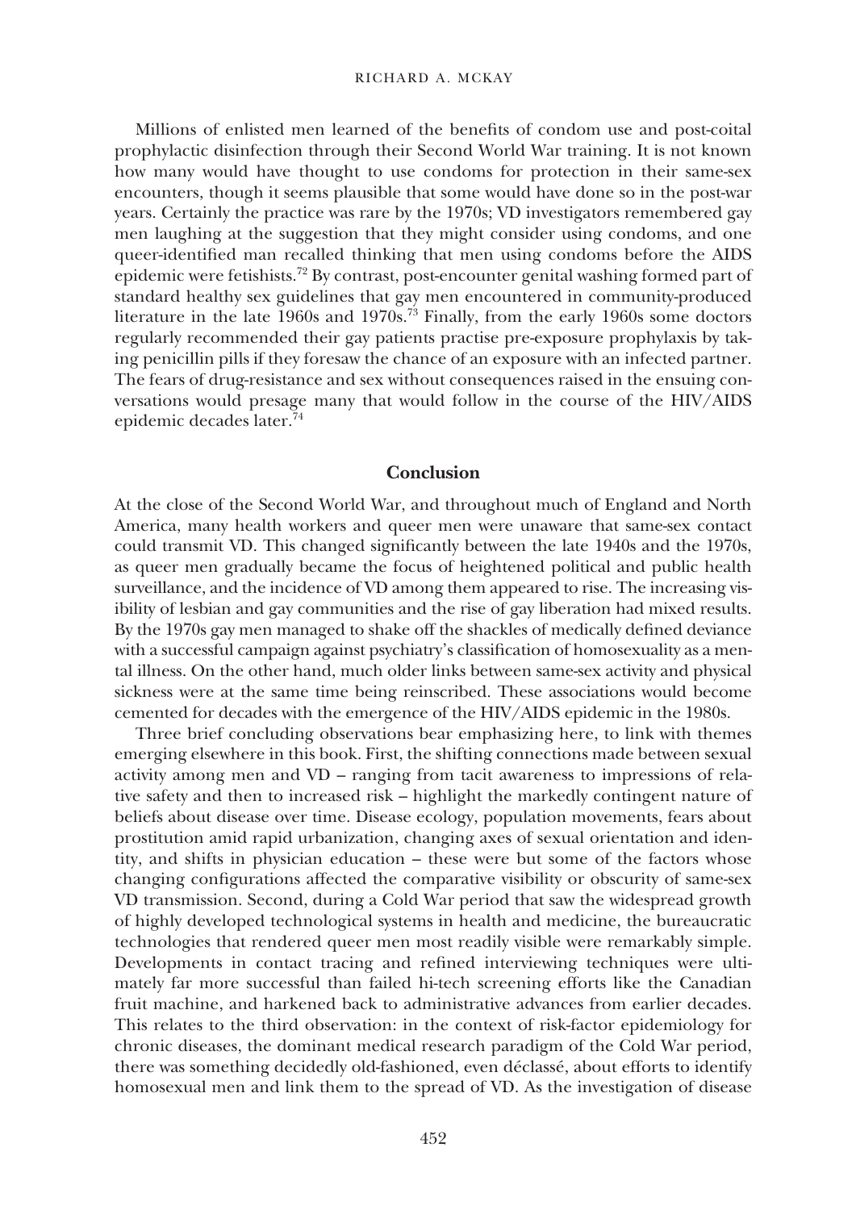Millions of enlisted men learned of the benefits of condom use and post-coital prophylactic disinfection through their Second World War training. It is not known how many would have thought to use condoms for protection in their same-sex encounters, though it seems plausible that some would have done so in the post-war years. Certainly the practice was rare by the 1970s; VD investigators remembered gay men laughing at the suggestion that they might consider using condoms, and one queer-identified man recalled thinking that men using condoms before the AIDS epidemic were fetishists.[72] By contrast, post-encounter genital washing formed part of standard healthy sex guidelines that gay men encountered in community-produced literature in the late 1960s and 1970s.[73] Finally, from the early 1960s some doctors regularly recommended their gay patients practise pre-exposure prophylaxis by taking penicillin pills if they foresaw the chance of an exposure with an infected partner. The fears of drug-resistance and sex without consequences raised in the ensuing conversations would presage many that would follow in the course of the HIV/AIDS epidemic decades later.[74]

## Conclusion

At the close of the Second World War, and throughout much of England and North America, many health workers and queer men were unaware that same-sex contact could transmit VD. This changed significantly between the late 1940s and the 1970s, as queer men gradually became the focus of heightened political and public health surveillance, and the incidence of VD among them appeared to rise. The increasing visibility of lesbian and gay communities and the rise of gay liberation had mixed results. By the 1970s gay men managed to shake off the shackles of medically defined deviance with a successful campaign against psychiatry's classification of homosexuality as a mental illness. On the other hand, much older links between same-sex activity and physical sickness were at the same time being reinscribed. These associations would become cemented for decades with the emergence of the HIV/AIDS epidemic in the 1980s.

Three brief concluding observations bear emphasizing here, to link with themes emerging elsewhere in this book. First, the shifting connections made between sexual activity among men and VD – ranging from tacit awareness to impressions of relative safety and then to increased risk – highlight the markedly contingent nature of beliefs about disease over time. Disease ecology, population movements, fears about prostitution amid rapid urbanization, changing axes of sexual orientation and identity, and shifts in physician education – these were but some of the factors whose changing configurations affected the comparative visibility or obscurity of same-sex VD transmission. Second, during a Cold War period that saw the widespread growth of highly developed technological systems in health and medicine, the bureaucratic technologies that rendered queer men most readily visible were remarkably simple. Developments in contact tracing and refined interviewing techniques were ultimately far more successful than failed hi-tech screening efforts like the Canadian fruit machine, and harkened back to administrative advances from earlier decades. This relates to the third observation: in the context of risk-factor epidemiology for chronic diseases, the dominant medical research paradigm of the Cold War period, there was something decidedly old-fashioned, even déclassé, about efforts to identify homosexual men and link them to the spread of VD. As the investigation of disease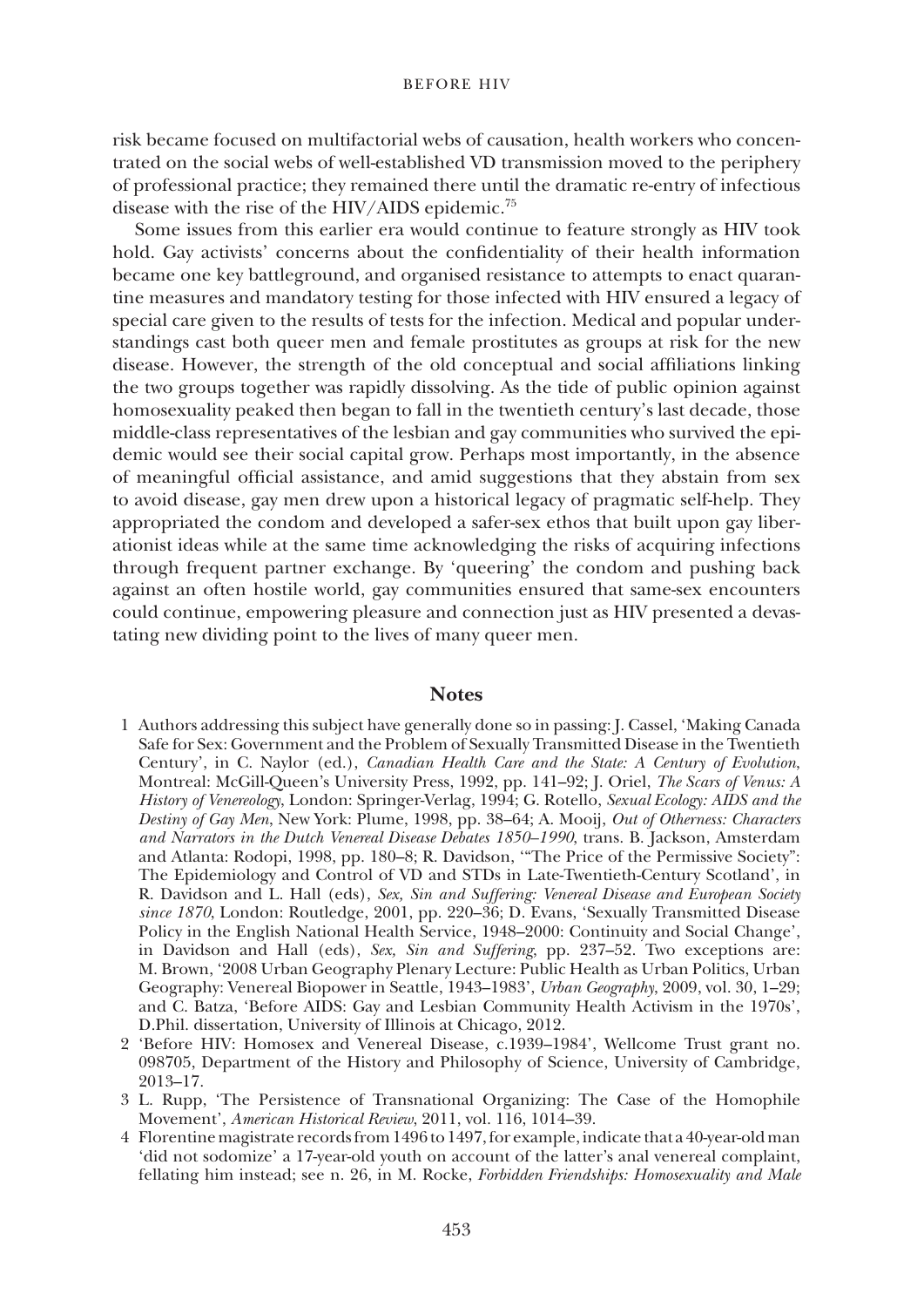risk became focused on multifactorial webs of causation, health workers who concentrated on the social webs of well-established VD transmission moved to the periphery of professional practice; they remained there until the dramatic re-entry of infectious disease with the rise of the HIV/AIDS epidemic.[75]

Some issues from this earlier era would continue to feature strongly as HIV took hold. Gay activists' concerns about the confidentiality of their health information became one key battleground, and organised resistance to attempts to enact quarantine measures and mandatory testing for those infected with HIV ensured a legacy of special care given to the results of tests for the infection. Medical and popular understandings cast both queer men and female prostitutes as groups at risk for the new disease. However, the strength of the old conceptual and social affiliations linking the two groups together was rapidly dissolving. As the tide of public opinion against homosexuality peaked then began to fall in the twentieth century's last decade, those middle-class representatives of the lesbian and gay communities who survived the epidemic would see their social capital grow. Perhaps most importantly, in the absence of meaningful official assistance, and amid suggestions that they abstain from sex to avoid disease, gay men drew upon a historical legacy of pragmatic self-help. They appropriated the condom and developed a safer-sex ethos that built upon gay liberationist ideas while at the same time acknowledging the risks of acquiring infections through frequent partner exchange. By 'queering' the condom and pushing back against an often hostile world, gay communities ensured that same-sex encounters could continue, empowering pleasure and connection just as HIV presented a devastating new dividing point to the lives of many queer men.

## Notes

1 Authors addressing this subject have generally done so in passing: J. Cassel, 'Making Canada Safe for Sex: Government and the Problem of Sexually Transmitted Disease in the Twentieth Century', in C. Naylor (ed.), *Canadian Health Care and the State: A Century of Evolution*, Montreal: McGill-Queen's University Press, 1992, pp. 141–92; J. Oriel, *The Scars of Venus: A History of Venereology*, London: Springer-Verlag, 1994; G. Rotello, *Sexual Ecology: AIDS and the Destiny of Gay Men*, New York: Plume, 1998, pp. 38–64; A. Mooij, *Out of Otherness: Characters and Narrators in the Dutch Venereal Disease Debates 1850–1990*, trans. B. Jackson, Amsterdam and Atlanta: Rodopi, 1998, pp. 180–8; R. Davidson, '"The Price of the Permissive Society": The Epidemiology and Control of VD and STDs in Late-Twentieth-Century Scotland', in R. Davidson and L. Hall (eds), *Sex, Sin and Suffering: Venereal Disease and European Society since 1870*, London: Routledge, 2001, pp. 220–36; D. Evans, 'Sexually Transmitted Disease Policy in the English National Health Service, 1948–2000: Continuity and Social Change', in Davidson and Hall (eds), *Sex, Sin and Suffering*, pp. 237–52. Two exceptions are: M. Brown, '2008 Urban Geography Plenary Lecture: Public Health as Urban Politics, Urban Geography: Venereal Biopower in Seattle, 1943–1983', *Urban Geography*, 2009, vol. 30, 1–29; and C. Batza, 'Before AIDS: Gay and Lesbian Community Health Activism in the 1970s', D.Phil. dissertation, University of Illinois at Chicago, 2012.

2 'Before HIV: Homosex and Venereal Disease, c.1939–1984', Wellcome Trust grant no. 098705, Department of the History and Philosophy of Science, University of Cambridge, 2013–17.

3 L. Rupp, 'The Persistence of Transnational Organizing: The Case of the Homophile Movement', *American Historical Review*, 2011, vol. 116, 1014–39.

4 Florentine magistrate records from 1496 to 1497, for example, indicate that a 40-year-old man 'did not sodomize' a 17-year-old youth on account of the latter's anal venereal complaint, fellating him instead; see n. 26, in M. Rocke, *Forbidden Friendships: Homosexuality and Male*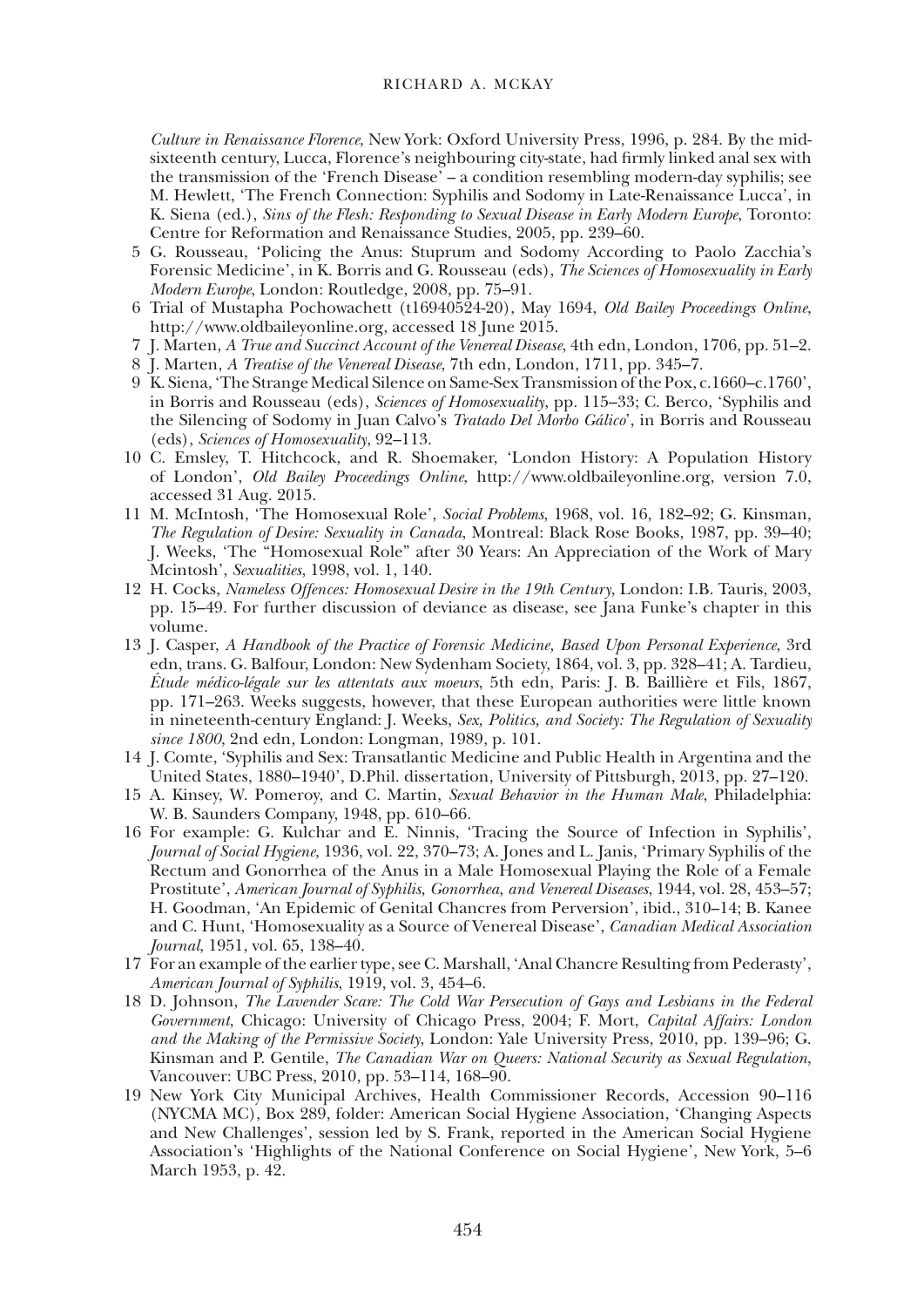*Culture in Renaissance Florence*, New York: Oxford University Press, 1996, p. 284. By the mid-sixteenth century, Lucca, Florence's neighbouring city-state, had firmly linked anal sex with the transmission of the 'French Disease' – a condition resembling modern-day syphilis; see M. Hewlett, 'The French Connection: Syphilis and Sodomy in Late-Renaissance Lucca', in K. Siena (ed.), *Sins of the Flesh: Responding to Sexual Disease in Early Modern Europe*, Toronto: Centre for Reformation and Renaissance Studies, 2005, pp. 239–60.

5 G. Rousseau, 'Policing the Anus: Stuprum and Sodomy According to Paolo Zacchia's Forensic Medicine', in K. Borris and G. Rousseau (eds), *The Sciences of Homosexuality in Early Modern Europe*, London: Routledge, 2008, pp. 75–91.

6 Trial of Mustapha Pochowachett (t16940524-20), May 1694, *Old Bailey Proceedings Online*, http://www.oldbaileyonline.org, accessed 18 June 2015.

7 J. Marten, *A True and Succinct Account of the Venereal Disease*, 4th edn, London, 1706, pp. 51–2.

8 J. Marten, *A Treatise of the Venereal Disease*, 7th edn, London, 1711, pp. 345–7.

9 K. Siena, 'The Strange Medical Silence on Same-Sex Transmission of the Pox, c.1660–c.1760', in Borris and Rousseau (eds), *Sciences of Homosexuality*, pp. 115–33; C. Berco, 'Syphilis and the Silencing of Sodomy in Juan Calvo's *Tratado Del Morbo Gálico*', in Borris and Rousseau (eds), *Sciences of Homosexuality*, 92–113.

10 C. Emsley, T. Hitchcock, and R. Shoemaker, 'London History: A Population History of London', *Old Bailey Proceedings Online*, http://www.oldbaileyonline.org, version 7.0, accessed 31 Aug. 2015.

11 M. McIntosh, 'The Homosexual Role', *Social Problems*, 1968, vol. 16, 182–92; G. Kinsman, *The Regulation of Desire: Sexuality in Canada*, Montreal: Black Rose Books, 1987, pp. 39–40; J. Weeks, 'The "Homosexual Role" after 30 Years: An Appreciation of the Work of Mary Mcintosh', *Sexualities*, 1998, vol. 1, 140.

12 H. Cocks, *Nameless Offences: Homosexual Desire in the 19th Century*, London: I.B. Tauris, 2003, pp. 15–49. For further discussion of deviance as disease, see Jana Funke's chapter in this volume.

13 J. Casper, *A Handbook of the Practice of Forensic Medicine, Based Upon Personal Experience*, 3rd edn, trans. G. Balfour, London: New Sydenham Society, 1864, vol. 3, pp. 328–41; A. Tardieu, *Étude médico-légale sur les attentats aux moeurs*, 5th edn, Paris: J. B. Baillière et Fils, 1867, pp. 171–263. Weeks suggests, however, that these European authorities were little known in nineteenth-century England: J. Weeks, *Sex, Politics, and Society: The Regulation of Sexuality since 1800*, 2nd edn, London: Longman, 1989, p. 101.

14 J. Comte, 'Syphilis and Sex: Transatlantic Medicine and Public Health in Argentina and the United States, 1880–1940', D.Phil. dissertation, University of Pittsburgh, 2013, pp. 27–120.

15 A. Kinsey, W. Pomeroy, and C. Martin, *Sexual Behavior in the Human Male*, Philadelphia: W. B. Saunders Company, 1948, pp. 610–66.

16 For example: G. Kulchar and E. Ninnis, 'Tracing the Source of Infection in Syphilis', *Journal of Social Hygiene*, 1936, vol. 22, 370–73; A. Jones and L. Janis, 'Primary Syphilis of the Rectum and Gonorrhea of the Anus in a Male Homosexual Playing the Role of a Female Prostitute', *American Journal of Syphilis, Gonorrhea, and Venereal Diseases*, 1944, vol. 28, 453–57; H. Goodman, 'An Epidemic of Genital Chancres from Perversion', ibid., 310–14; B. Kanee and C. Hunt, 'Homosexuality as a Source of Venereal Disease', *Canadian Medical Association Journal*, 1951, vol. 65, 138–40.

17 For an example of the earlier type, see C. Marshall, 'Anal Chancre Resulting from Pederasty', *American Journal of Syphilis*, 1919, vol. 3, 454–6.

18 D. Johnson, *The Lavender Scare: The Cold War Persecution of Gays and Lesbians in the Federal Government*, Chicago: University of Chicago Press, 2004; F. Mort, *Capital Affairs: London and the Making of the Permissive Society*, London: Yale University Press, 2010, pp. 139–96; G. Kinsman and P. Gentile, *The Canadian War on Queers: National Security as Sexual Regulation*, Vancouver: UBC Press, 2010, pp. 53–114, 168–90.

19 New York City Municipal Archives, Health Commissioner Records, Accession 90–116 (NYCMA MC), Box 289, folder: American Social Hygiene Association, 'Changing Aspects and New Challenges', session led by S. Frank, reported in the American Social Hygiene Association's 'Highlights of the National Conference on Social Hygiene', New York, 5–6 March 1953, p. 42.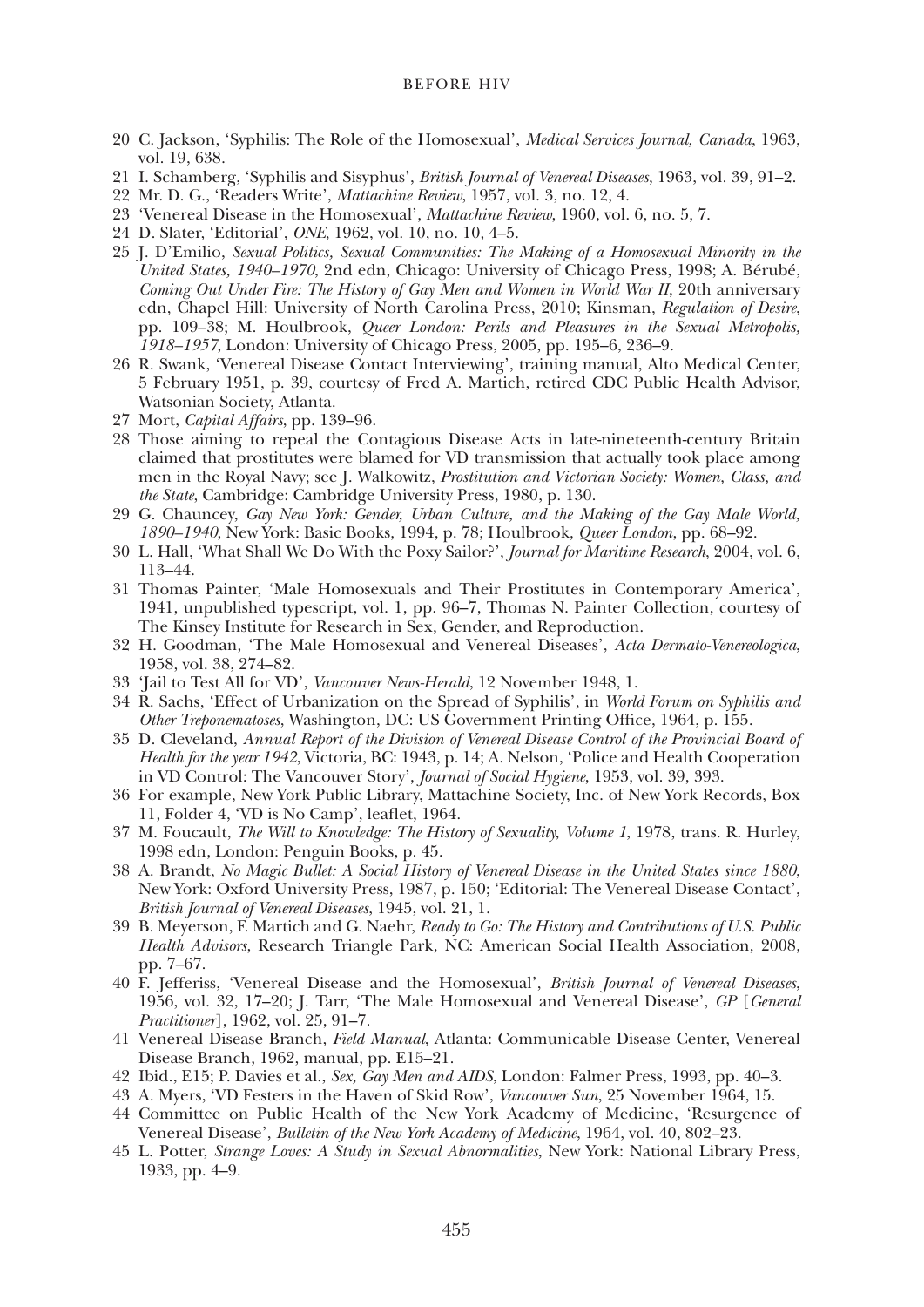20 C. Jackson, 'Syphilis: The Role of the Homosexual', *Medical Services Journal, Canada*, 1963, vol. 19, 638.

21 I. Schamberg, 'Syphilis and Sisyphus', *British Journal of Venereal Diseases*, 1963, vol. 39, 91–2.

22 Mr. D. G., 'Readers Write', *Mattachine Review*, 1957, vol. 3, no. 12, 4.

23 'Venereal Disease in the Homosexual', *Mattachine Review*, 1960, vol. 6, no. 5, 7.

24 D. Slater, 'Editorial', *ONE*, 1962, vol. 10, no. 10, 4–5.

25 J. D'Emilio, *Sexual Politics, Sexual Communities: The Making of a Homosexual Minority in the United States, 1940–1970*, 2nd edn, Chicago: University of Chicago Press, 1998; A. Bérubé, *Coming Out Under Fire: The History of Gay Men and Women in World War II*, 20th anniversary edn, Chapel Hill: University of North Carolina Press, 2010; Kinsman, *Regulation of Desire*, pp. 109–38; M. Houlbrook, *Queer London: Perils and Pleasures in the Sexual Metropolis, 1918–1957*, London: University of Chicago Press, 2005, pp. 195–6, 236–9.

26 R. Swank, 'Venereal Disease Contact Interviewing', training manual, Alto Medical Center, 5 February 1951, p. 39, courtesy of Fred A. Martich, retired CDC Public Health Advisor, Watsonian Society, Atlanta.

27 Mort, *Capital Affairs*, pp. 139–96.

28 Those aiming to repeal the Contagious Disease Acts in late-nineteenth-century Britain claimed that prostitutes were blamed for VD transmission that actually took place among men in the Royal Navy; see J. Walkowitz, *Prostitution and Victorian Society: Women, Class, and the State*, Cambridge: Cambridge University Press, 1980, p. 130.

29 G. Chauncey, *Gay New York: Gender, Urban Culture, and the Making of the Gay Male World, 1890–1940*, New York: Basic Books, 1994, p. 78; Houlbrook, *Queer London*, pp. 68–92.

30 L. Hall, 'What Shall We Do With the Poxy Sailor?', *Journal for Maritime Research*, 2004, vol. 6, 113–44.

31 Thomas Painter, 'Male Homosexuals and Their Prostitutes in Contemporary America', 1941, unpublished typescript, vol. 1, pp. 96–7, Thomas N. Painter Collection, courtesy of The Kinsey Institute for Research in Sex, Gender, and Reproduction.

32 H. Goodman, 'The Male Homosexual and Venereal Diseases', *Acta Dermato-Venereologica*, 1958, vol. 38, 274–82.

33 'Jail to Test All for VD', *Vancouver News-Herald*, 12 November 1948, 1.

34 R. Sachs, 'Effect of Urbanization on the Spread of Syphilis', in *World Forum on Syphilis and Other Treponematoses*, Washington, DC: US Government Printing Office, 1964, p. 155.

35 D. Cleveland, *Annual Report of the Division of Venereal Disease Control of the Provincial Board of Health for the year 1942*, Victoria, BC: 1943, p. 14; A. Nelson, 'Police and Health Cooperation in VD Control: The Vancouver Story', *Journal of Social Hygiene*, 1953, vol. 39, 393.

36 For example, New York Public Library, Mattachine Society, Inc. of New York Records, Box 11, Folder 4, 'VD is No Camp', leaflet, 1964.

37 M. Foucault, *The Will to Knowledge: The History of Sexuality, Volume 1*, 1978, trans. R. Hurley, 1998 edn, London: Penguin Books, p. 45.

38 A. Brandt, *No Magic Bullet: A Social History of Venereal Disease in the United States since 1880*, New York: Oxford University Press, 1987, p. 150; 'Editorial: The Venereal Disease Contact', *British Journal of Venereal Diseases*, 1945, vol. 21, 1.

39 B. Meyerson, F. Martich and G. Naehr, *Ready to Go: The History and Contributions of U.S. Public Health Advisors*, Research Triangle Park, NC: American Social Health Association, 2008, pp. 7–67.

40 F. Jefferiss, 'Venereal Disease and the Homosexual', *British Journal of Venereal Diseases*, 1956, vol. 32, 17–20; J. Tarr, 'The Male Homosexual and Venereal Disease', *GP* [*General Practitioner*], 1962, vol. 25, 91–7.

41 Venereal Disease Branch, *Field Manual*, Atlanta: Communicable Disease Center, Venereal Disease Branch, 1962, manual, pp. E15–21.

42 Ibid., E15; P. Davies et al., *Sex, Gay Men and AIDS*, London: Falmer Press, 1993, pp. 40–3.

43 A. Myers, 'VD Festers in the Haven of Skid Row', *Vancouver Sun*, 25 November 1964, 15.

44 Committee on Public Health of the New York Academy of Medicine, 'Resurgence of Venereal Disease', *Bulletin of the New York Academy of Medicine*, 1964, vol. 40, 802–23.

45 L. Potter, *Strange Loves: A Study in Sexual Abnormalities*, New York: National Library Press, 1933, pp. 4–9.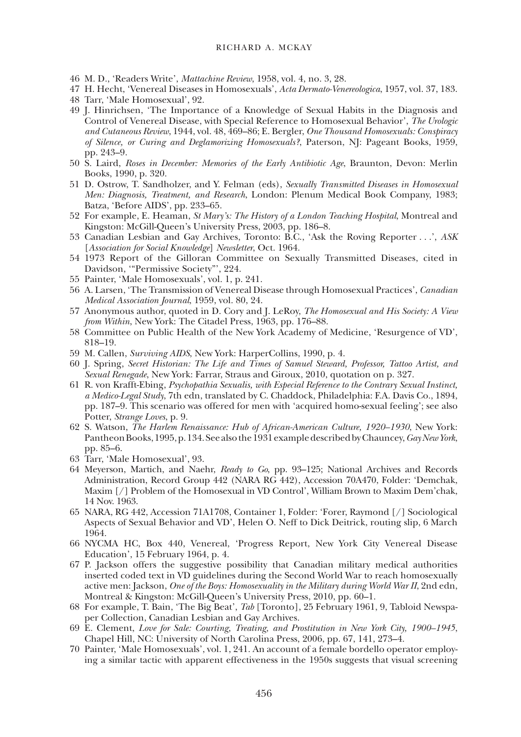46 M. D., 'Readers Write', *Mattachine Review*, 1958, vol. 4, no. 3, 28.

47 H. Hecht, 'Venereal Diseases in Homosexuals', *Acta Dermato-Venereologica*, 1957, vol. 37, 183.

48 Tarr, 'Male Homosexual', 92.

49 J. Hinrichsen, 'The Importance of a Knowledge of Sexual Habits in the Diagnosis and Control of Venereal Disease, with Special Reference to Homosexual Behavior', *The Urologic and Cutaneous Review*, 1944, vol. 48, 469–86; E. Bergler, *One Thousand Homosexuals: Conspiracy of Silence, or Curing and Deglamorizing Homosexuals?*, Paterson, NJ: Pageant Books, 1959, pp. 243–9.

50 S. Laird, *Roses in December: Memories of the Early Antibiotic Age*, Braunton, Devon: Merlin Books, 1990, p. 320.

51 D. Ostrow, T. Sandholzer, and Y. Felman (eds), *Sexually Transmitted Diseases in Homosexual Men: Diagnosis, Treatment, and Research*, London: Plenum Medical Book Company, 1983; Batza, 'Before AIDS', pp. 233–65.

52 For example, E. Heaman, *St Mary's: The History of a London Teaching Hospital*, Montreal and Kingston: McGill-Queen's University Press, 2003, pp. 186–8.

53 Canadian Lesbian and Gay Archives, Toronto: B.C., 'Ask the Roving Reporter . . .', *ASK* [*Association for Social Knowledge*] *Newsletter*, Oct. 1964.

54 1973 Report of the Gilloran Committee on Sexually Transmitted Diseases, cited in Davidson, '"Permissive Society"', 224.

55 Painter, 'Male Homosexuals', vol. 1, p. 241.

56 A. Larsen, 'The Transmission of Venereal Disease through Homosexual Practices', *Canadian Medical Association Journal*, 1959, vol. 80, 24.

57 Anonymous author, quoted in D. Cory and J. LeRoy, *The Homosexual and His Society: A View from Within*, New York: The Citadel Press, 1963, pp. 176–88.

58 Committee on Public Health of the New York Academy of Medicine, 'Resurgence of VD', 818–19.

59 M. Callen, *Surviving AIDS*, New York: HarperCollins, 1990, p. 4.

60 J. Spring, *Secret Historian: The Life and Times of Samuel Steward, Professor, Tattoo Artist, and Sexual Renegade*, New York: Farrar, Straus and Giroux, 2010, quotation on p. 327.

61 R. von Krafft-Ebing, *Psychopathia Sexualis, with Especial Reference to the Contrary Sexual Instinct, a Medico-Legal Study*, 7th edn, translated by C. Chaddock, Philadelphia: F.A. Davis Co., 1894, pp. 187–9. This scenario was offered for men with 'acquired homo-sexual feeling'; see also Potter, *Strange Loves*, p. 9.

62 S. Watson, *The Harlem Renaissance: Hub of African-American Culture, 1920–1930*, New York: Pantheon Books, 1995, p. 134. See also the 1931 example described by Chauncey, *Gay New York*, pp. 85–6.

63 Tarr, 'Male Homosexual', 93.

64 Meyerson, Martich, and Naehr, *Ready to Go*, pp. 93–125; National Archives and Records Administration, Record Group 442 (NARA RG 442), Accession 70A470, Folder: 'Demchak, Maxim [/] Problem of the Homosexual in VD Control', William Brown to Maxim Dem'chak, 14 Nov. 1963.

65 NARA, RG 442, Accession 71A1708, Container 1, Folder: 'Forer, Raymond [/] Sociological Aspects of Sexual Behavior and VD', Helen O. Neff to Dick Deitrick, routing slip, 6 March 1964.

66 NYCMA HC, Box 440, Venereal, 'Progress Report, New York City Venereal Disease Education', 15 February 1964, p. 4.

67 P. Jackson offers the suggestive possibility that Canadian military medical authorities inserted coded text in VD guidelines during the Second World War to reach homosexually active men: Jackson, *One of the Boys: Homosexuality in the Military during World War II*, 2nd edn, Montreal & Kingston: McGill-Queen's University Press, 2010, pp. 60–1.

68 For example, T. Bain, 'The Big Beat', *Tab* [Toronto], 25 February 1961, 9, Tabloid Newspaper Collection, Canadian Lesbian and Gay Archives.

69 E. Clement, *Love for Sale: Courting, Treating, and Prostitution in New York City, 1900–1945*, Chapel Hill, NC: University of North Carolina Press, 2006, pp. 67, 141, 273–4.

70 Painter, 'Male Homosexuals', vol. 1, 241. An account of a female bordello operator employing a similar tactic with apparent effectiveness in the 1950s suggests that visual screening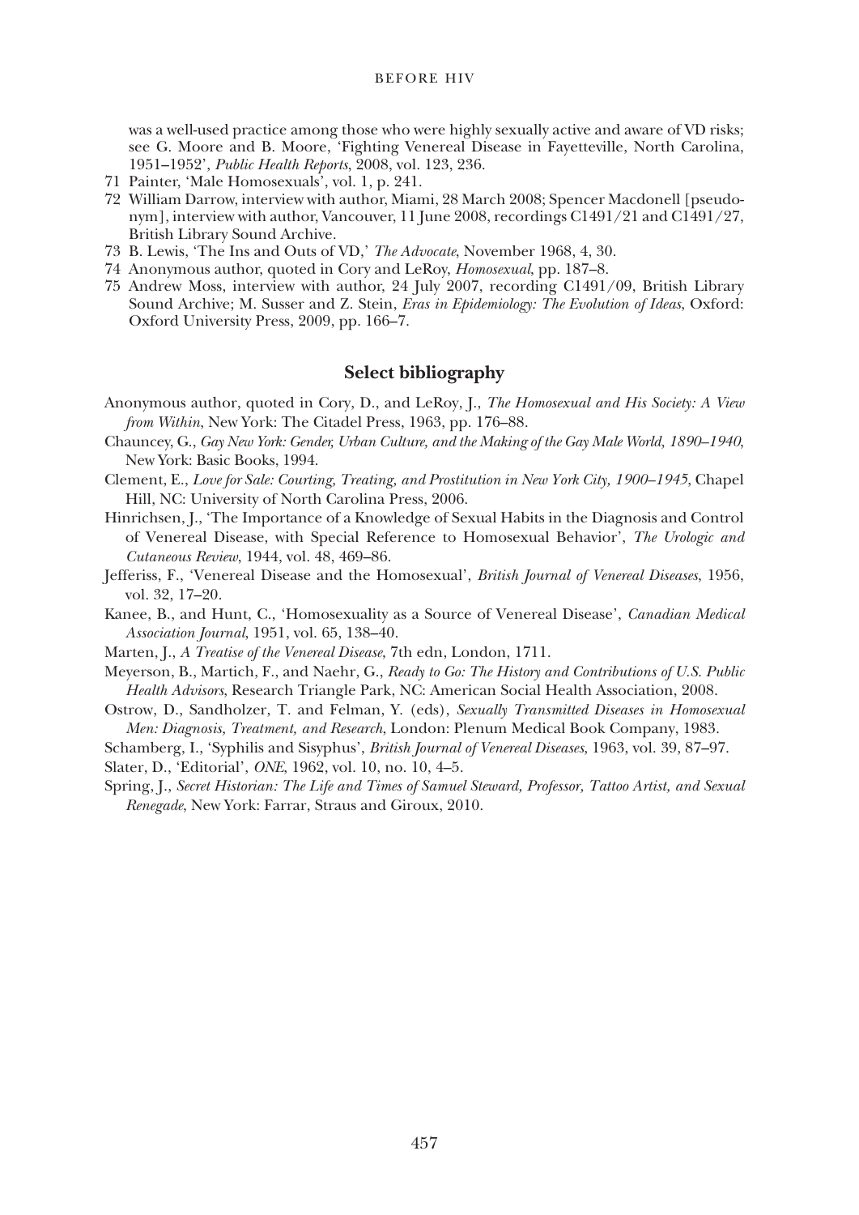was a well-used practice among those who were highly sexually active and aware of VD risks; see G. Moore and B. Moore, 'Fighting Venereal Disease in Fayetteville, North Carolina, 1951–1952', *Public Health Reports*, 2008, vol. 123, 236.

71 Painter, 'Male Homosexuals', vol. 1, p. 241.

72 William Darrow, interview with author, Miami, 28 March 2008; Spencer Macdonell [pseudonym], interview with author, Vancouver, 11 June 2008, recordings C1491/21 and C1491/27, British Library Sound Archive.

73 B. Lewis, 'The Ins and Outs of VD,' *The Advocate*, November 1968, 4, 30.

74 Anonymous author, quoted in Cory and LeRoy, *Homosexual*, pp. 187–8.

75 Andrew Moss, interview with author, 24 July 2007, recording C1491/09, British Library Sound Archive; M. Susser and Z. Stein, *Eras in Epidemiology: The Evolution of Ideas*, Oxford: Oxford University Press, 2009, pp. 166–7.

## Select bibliography

Anonymous author, quoted in Cory, D., and LeRoy, J., *The Homosexual and His Society: A View from Within*, New York: The Citadel Press, 1963, pp. 176–88.

Chauncey, G., *Gay New York: Gender, Urban Culture, and the Making of the Gay Male World, 1890–1940*, New York: Basic Books, 1994.

Clement, E., *Love for Sale: Courting, Treating, and Prostitution in New York City, 1900–1945*, Chapel Hill, NC: University of North Carolina Press, 2006.

Hinrichsen, J., 'The Importance of a Knowledge of Sexual Habits in the Diagnosis and Control of Venereal Disease, with Special Reference to Homosexual Behavior', *The Urologic and Cutaneous Review*, 1944, vol. 48, 469–86.

Jefferiss, F., 'Venereal Disease and the Homosexual', *British Journal of Venereal Diseases*, 1956, vol. 32, 17–20.

Kanee, B., and Hunt, C., 'Homosexuality as a Source of Venereal Disease', *Canadian Medical Association Journal*, 1951, vol. 65, 138–40.

Marten, J., *A Treatise of the Venereal Disease*, 7th edn, London, 1711.

Meyerson, B., Martich, F., and Naehr, G., *Ready to Go: The History and Contributions of U.S. Public Health Advisors*, Research Triangle Park, NC: American Social Health Association, 2008.

Ostrow, D., Sandholzer, T. and Felman, Y. (eds), *Sexually Transmitted Diseases in Homosexual Men: Diagnosis, Treatment, and Research*, London: Plenum Medical Book Company, 1983.

Schamberg, I., 'Syphilis and Sisyphus', *British Journal of Venereal Diseases*, 1963, vol. 39, 87–97.

Slater, D., 'Editorial', *ONE*, 1962, vol. 10, no. 10, 4–5.

Spring, J., *Secret Historian: The Life and Times of Samuel Steward, Professor, Tattoo Artist, and Sexual Renegade*, New York: Farrar, Straus and Giroux, 2010.